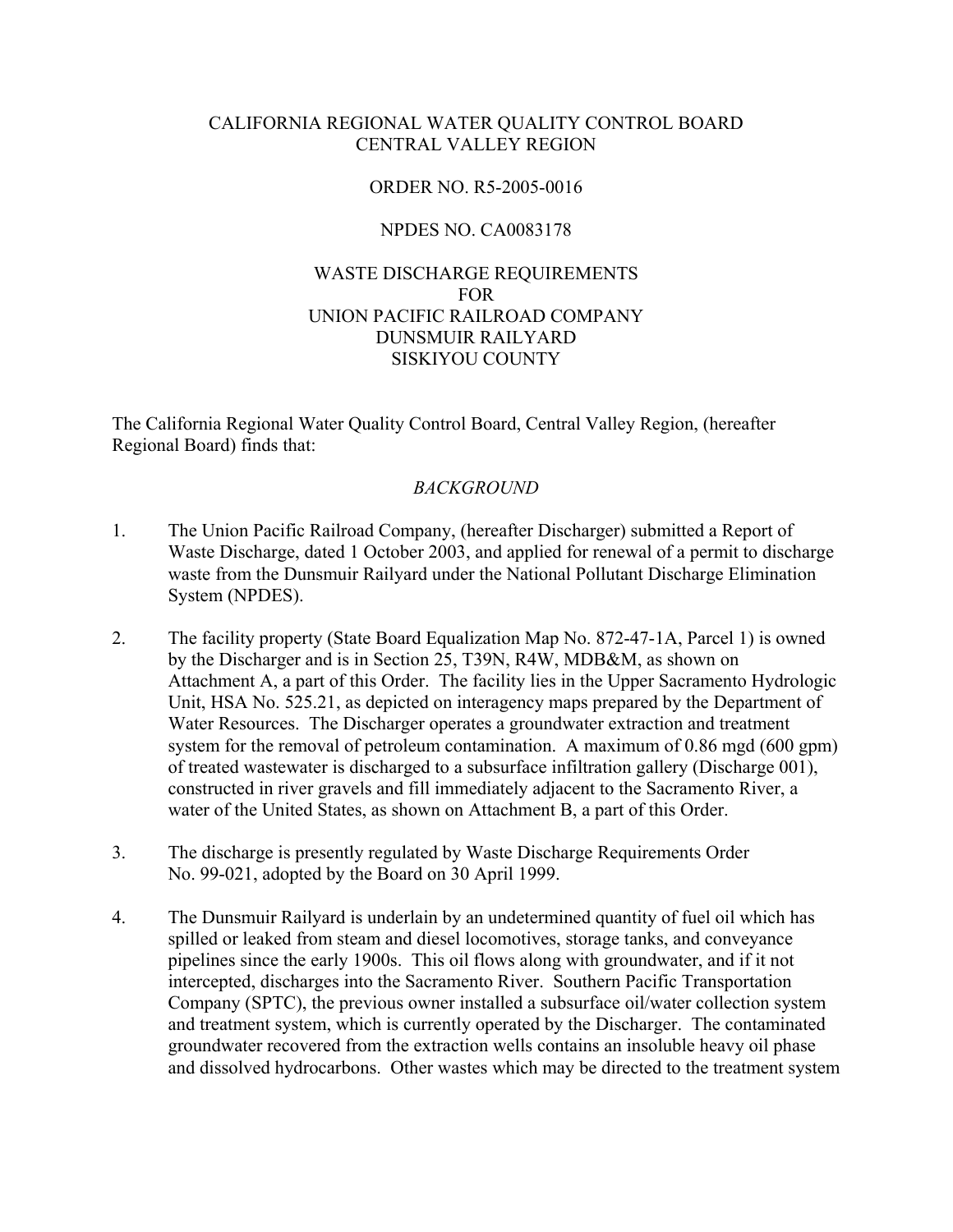CALIFORNIA REGIONAL WATER QUALITY CONTROL BOARD
CENTRAL VALLEY REGION

ORDER NO. R5-2005-0016

NPDES NO. CA0083178

WASTE DISCHARGE REQUIREMENTS
FOR
UNION PACIFIC RAILROAD COMPANY
DUNSMUIR RAILYARD
SISKIYOU COUNTY

The California Regional Water Quality Control Board, Central Valley Region, (hereafter Regional Board) finds that:

*BACKGROUND*

1. The Union Pacific Railroad Company, (hereafter Discharger) submitted a Report of Waste Discharge, dated 1 October 2003, and applied for renewal of a permit to discharge waste from the Dunsmuir Railyard under the National Pollutant Discharge Elimination System (NPDES).

2. The facility property (State Board Equalization Map No. 872-47-1A, Parcel 1) is owned by the Discharger and is in Section 25, T39N, R4W, MDB&M, as shown on Attachment A, a part of this Order. The facility lies in the Upper Sacramento Hydrologic Unit, HSA No. 525.21, as depicted on interagency maps prepared by the Department of Water Resources. The Discharger operates a groundwater extraction and treatment system for the removal of petroleum contamination. A maximum of 0.86 mgd (600 gpm) of treated wastewater is discharged to a subsurface infiltration gallery (Discharge 001), constructed in river gravels and fill immediately adjacent to the Sacramento River, a water of the United States, as shown on Attachment B, a part of this Order.

3. The discharge is presently regulated by Waste Discharge Requirements Order No. 99-021, adopted by the Board on 30 April 1999.

4. The Dunsmuir Railyard is underlain by an undetermined quantity of fuel oil which has spilled or leaked from steam and diesel locomotives, storage tanks, and conveyance pipelines since the early 1900s. This oil flows along with groundwater, and if it not intercepted, discharges into the Sacramento River. Southern Pacific Transportation Company (SPTC), the previous owner installed a subsurface oil/water collection system and treatment system, which is currently operated by the Discharger. The contaminated groundwater recovered from the extraction wells contains an insoluble heavy oil phase and dissolved hydrocarbons. Other wastes which may be directed to the treatment system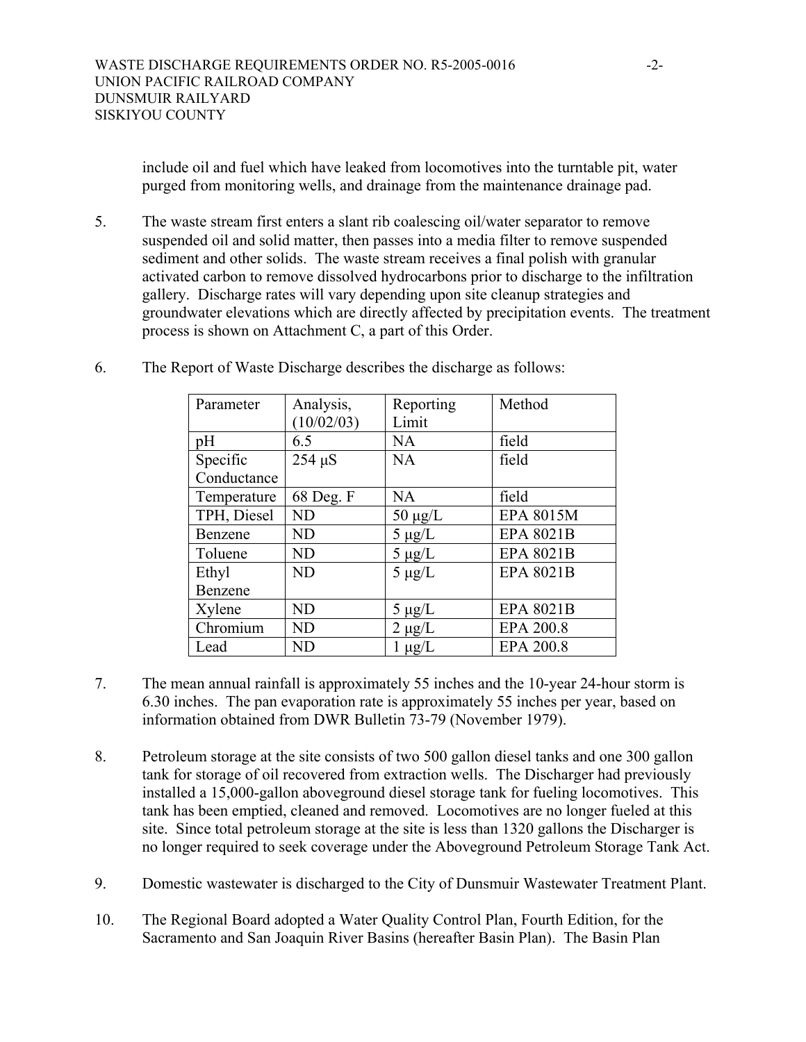include oil and fuel which have leaked from locomotives into the turntable pit, water purged from monitoring wells, and drainage from the maintenance drainage pad.

5. The waste stream first enters a slant rib coalescing oil/water separator to remove suspended oil and solid matter, then passes into a media filter to remove suspended sediment and other solids. The waste stream receives a final polish with granular activated carbon to remove dissolved hydrocarbons prior to discharge to the infiltration gallery. Discharge rates will vary depending upon site cleanup strategies and groundwater elevations which are directly affected by precipitation events. The treatment process is shown on Attachment C, a part of this Order.

6. The Report of Waste Discharge describes the discharge as follows:

| Parameter | Analysis, (10/02/03) | Reporting Limit | Method |
|---|---|---|---|
| pH | 6.5 | NA | field |
| Specific Conductance | 254 µS | NA | field |
| Temperature | 68 Deg. F | NA | field |
| TPH, Diesel | ND | 50 µg/L | EPA 8015M |
| Benzene | ND | 5 µg/L | EPA 8021B |
| Toluene | ND | 5 µg/L | EPA 8021B |
| Ethyl Benzene | ND | 5 µg/L | EPA 8021B |
| Xylene | ND | 5 µg/L | EPA 8021B |
| Chromium | ND | 2 µg/L | EPA 200.8 |
| Lead | ND | 1 µg/L | EPA 200.8 |

7. The mean annual rainfall is approximately 55 inches and the 10-year 24-hour storm is 6.30 inches. The pan evaporation rate is approximately 55 inches per year, based on information obtained from DWR Bulletin 73-79 (November 1979).

8. Petroleum storage at the site consists of two 500 gallon diesel tanks and one 300 gallon tank for storage of oil recovered from extraction wells. The Discharger had previously installed a 15,000-gallon aboveground diesel storage tank for fueling locomotives. This tank has been emptied, cleaned and removed. Locomotives are no longer fueled at this site. Since total petroleum storage at the site is less than 1320 gallons the Discharger is no longer required to seek coverage under the Aboveground Petroleum Storage Tank Act.

9. Domestic wastewater is discharged to the City of Dunsmuir Wastewater Treatment Plant.

10. The Regional Board adopted a Water Quality Control Plan, Fourth Edition, for the Sacramento and San Joaquin River Basins (hereafter Basin Plan). The Basin Plan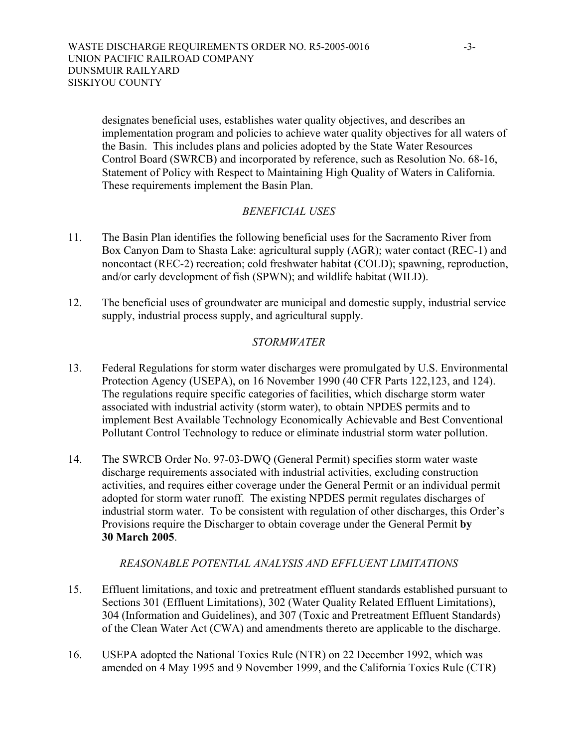designates beneficial uses, establishes water quality objectives, and describes an implementation program and policies to achieve water quality objectives for all waters of the Basin. This includes plans and policies adopted by the State Water Resources Control Board (SWRCB) and incorporated by reference, such as Resolution No. 68-16, Statement of Policy with Respect to Maintaining High Quality of Waters in California. These requirements implement the Basin Plan.

*BENEFICIAL USES*

11. The Basin Plan identifies the following beneficial uses for the Sacramento River from Box Canyon Dam to Shasta Lake: agricultural supply (AGR); water contact (REC-1) and noncontact (REC-2) recreation; cold freshwater habitat (COLD); spawning, reproduction, and/or early development of fish (SPWN); and wildlife habitat (WILD).

12. The beneficial uses of groundwater are municipal and domestic supply, industrial service supply, industrial process supply, and agricultural supply.

*STORMWATER*

13. Federal Regulations for storm water discharges were promulgated by U.S. Environmental Protection Agency (USEPA), on 16 November 1990 (40 CFR Parts 122,123, and 124). The regulations require specific categories of facilities, which discharge storm water associated with industrial activity (storm water), to obtain NPDES permits and to implement Best Available Technology Economically Achievable and Best Conventional Pollutant Control Technology to reduce or eliminate industrial storm water pollution.

14. The SWRCB Order No. 97-03-DWQ (General Permit) specifies storm water waste discharge requirements associated with industrial activities, excluding construction activities, and requires either coverage under the General Permit or an individual permit adopted for storm water runoff. The existing NPDES permit regulates discharges of industrial storm water. To be consistent with regulation of other discharges, this Order's Provisions require the Discharger to obtain coverage under the General Permit **by 30 March 2005**.

*REASONABLE POTENTIAL ANALYSIS AND EFFLUENT LIMITATIONS*

15. Effluent limitations, and toxic and pretreatment effluent standards established pursuant to Sections 301 (Effluent Limitations), 302 (Water Quality Related Effluent Limitations), 304 (Information and Guidelines), and 307 (Toxic and Pretreatment Effluent Standards) of the Clean Water Act (CWA) and amendments thereto are applicable to the discharge.

16. USEPA adopted the National Toxics Rule (NTR) on 22 December 1992, which was amended on 4 May 1995 and 9 November 1999, and the California Toxics Rule (CTR)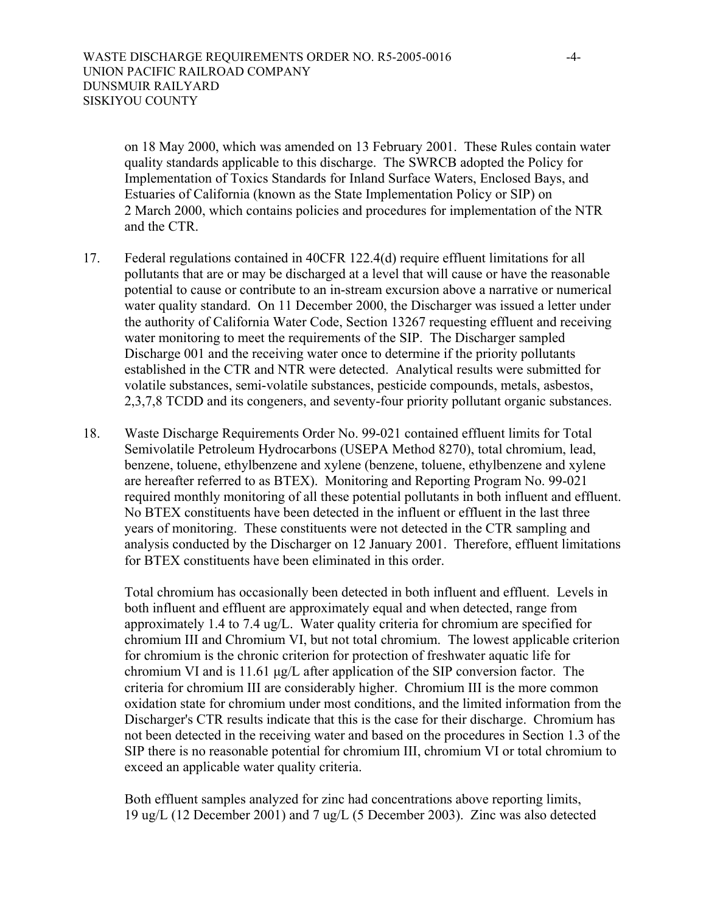on 18 May 2000, which was amended on 13 February 2001. These Rules contain water quality standards applicable to this discharge. The SWRCB adopted the Policy for Implementation of Toxics Standards for Inland Surface Waters, Enclosed Bays, and Estuaries of California (known as the State Implementation Policy or SIP) on 2 March 2000, which contains policies and procedures for implementation of the NTR and the CTR.

17. Federal regulations contained in 40CFR 122.4(d) require effluent limitations for all pollutants that are or may be discharged at a level that will cause or have the reasonable potential to cause or contribute to an in-stream excursion above a narrative or numerical water quality standard. On 11 December 2000, the Discharger was issued a letter under the authority of California Water Code, Section 13267 requesting effluent and receiving water monitoring to meet the requirements of the SIP. The Discharger sampled Discharge 001 and the receiving water once to determine if the priority pollutants established in the CTR and NTR were detected. Analytical results were submitted for volatile substances, semi-volatile substances, pesticide compounds, metals, asbestos, 2,3,7,8 TCDD and its congeners, and seventy-four priority pollutant organic substances.

18. Waste Discharge Requirements Order No. 99-021 contained effluent limits for Total Semivolatile Petroleum Hydrocarbons (USEPA Method 8270), total chromium, lead, benzene, toluene, ethylbenzene and xylene (benzene, toluene, ethylbenzene and xylene are hereafter referred to as BTEX). Monitoring and Reporting Program No. 99-021 required monthly monitoring of all these potential pollutants in both influent and effluent. No BTEX constituents have been detected in the influent or effluent in the last three years of monitoring. These constituents were not detected in the CTR sampling and analysis conducted by the Discharger on 12 January 2001. Therefore, effluent limitations for BTEX constituents have been eliminated in this order.

    Total chromium has occasionally been detected in both influent and effluent. Levels in both influent and effluent are approximately equal and when detected, range from approximately 1.4 to 7.4 ug/L. Water quality criteria for chromium are specified for chromium III and Chromium VI, but not total chromium. The lowest applicable criterion for chromium is the chronic criterion for protection of freshwater aquatic life for chromium VI and is 11.61 µg/L after application of the SIP conversion factor. The criteria for chromium III are considerably higher. Chromium III is the more common oxidation state for chromium under most conditions, and the limited information from the Discharger's CTR results indicate that this is the case for their discharge. Chromium has not been detected in the receiving water and based on the procedures in Section 1.3 of the SIP there is no reasonable potential for chromium III, chromium VI or total chromium to exceed an applicable water quality criteria.

    Both effluent samples analyzed for zinc had concentrations above reporting limits, 19 ug/L (12 December 2001) and 7 ug/L (5 December 2003). Zinc was also detected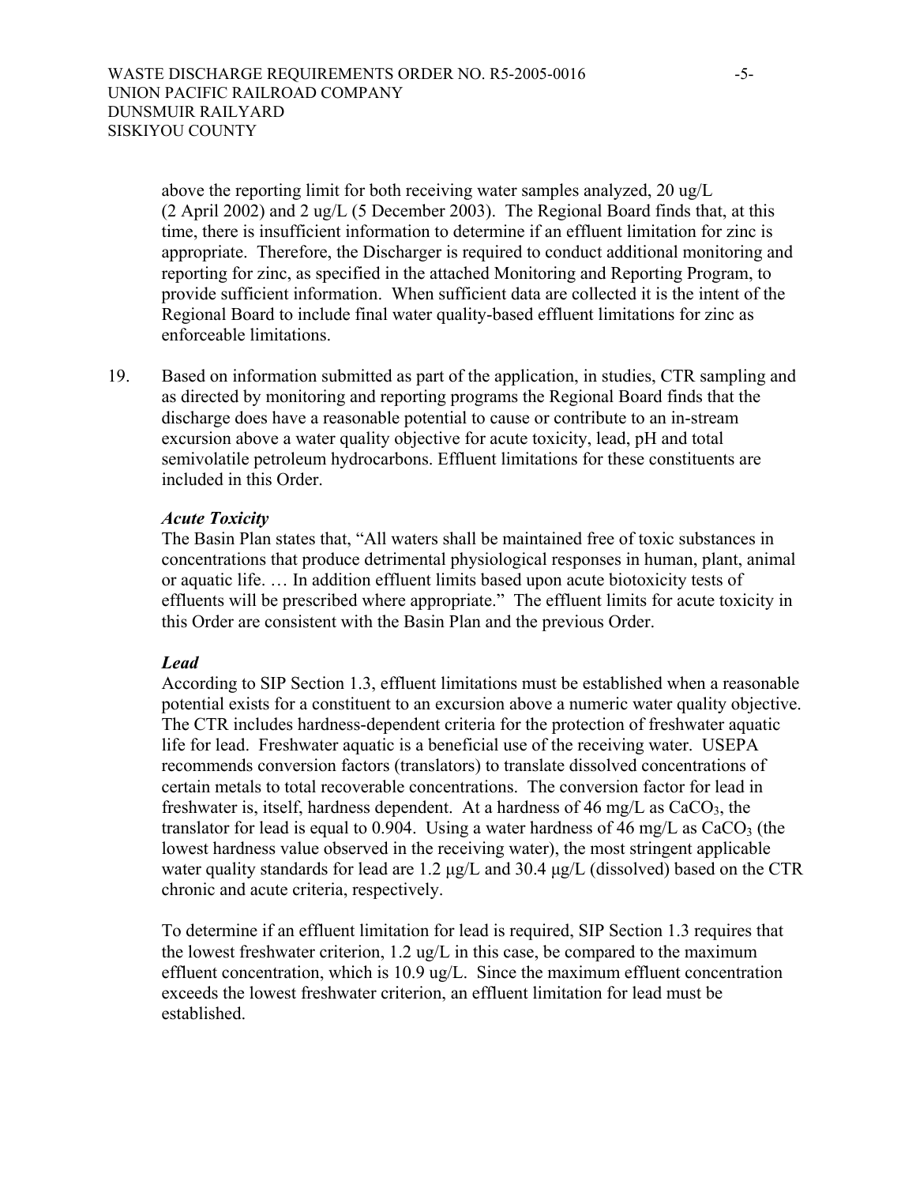above the reporting limit for both receiving water samples analyzed, 20 ug/L (2 April 2002) and 2 ug/L (5 December 2003). The Regional Board finds that, at this time, there is insufficient information to determine if an effluent limitation for zinc is appropriate. Therefore, the Discharger is required to conduct additional monitoring and reporting for zinc, as specified in the attached Monitoring and Reporting Program, to provide sufficient information. When sufficient data are collected it is the intent of the Regional Board to include final water quality-based effluent limitations for zinc as enforceable limitations.

19. Based on information submitted as part of the application, in studies, CTR sampling and as directed by monitoring and reporting programs the Regional Board finds that the discharge does have a reasonable potential to cause or contribute to an in-stream excursion above a water quality objective for acute toxicity, lead, pH and total semivolatile petroleum hydrocarbons. Effluent limitations for these constituents are included in this Order.

***Acute Toxicity***

The Basin Plan states that, "All waters shall be maintained free of toxic substances in concentrations that produce detrimental physiological responses in human, plant, animal or aquatic life. … In addition effluent limits based upon acute biotoxicity tests of effluents will be prescribed where appropriate." The effluent limits for acute toxicity in this Order are consistent with the Basin Plan and the previous Order.

***Lead***

According to SIP Section 1.3, effluent limitations must be established when a reasonable potential exists for a constituent to an excursion above a numeric water quality objective. The CTR includes hardness-dependent criteria for the protection of freshwater aquatic life for lead. Freshwater aquatic is a beneficial use of the receiving water. USEPA recommends conversion factors (translators) to translate dissolved concentrations of certain metals to total recoverable concentrations. The conversion factor for lead in freshwater is, itself, hardness dependent. At a hardness of 46 mg/L as $CaCO_3$, the translator for lead is equal to 0.904. Using a water hardness of 46 mg/L as $CaCO_3$ (the lowest hardness value observed in the receiving water), the most stringent applicable water quality standards for lead are 1.2 μg/L and 30.4 μg/L (dissolved) based on the CTR chronic and acute criteria, respectively.

To determine if an effluent limitation for lead is required, SIP Section 1.3 requires that the lowest freshwater criterion, 1.2 ug/L in this case, be compared to the maximum effluent concentration, which is 10.9 ug/L. Since the maximum effluent concentration exceeds the lowest freshwater criterion, an effluent limitation for lead must be established.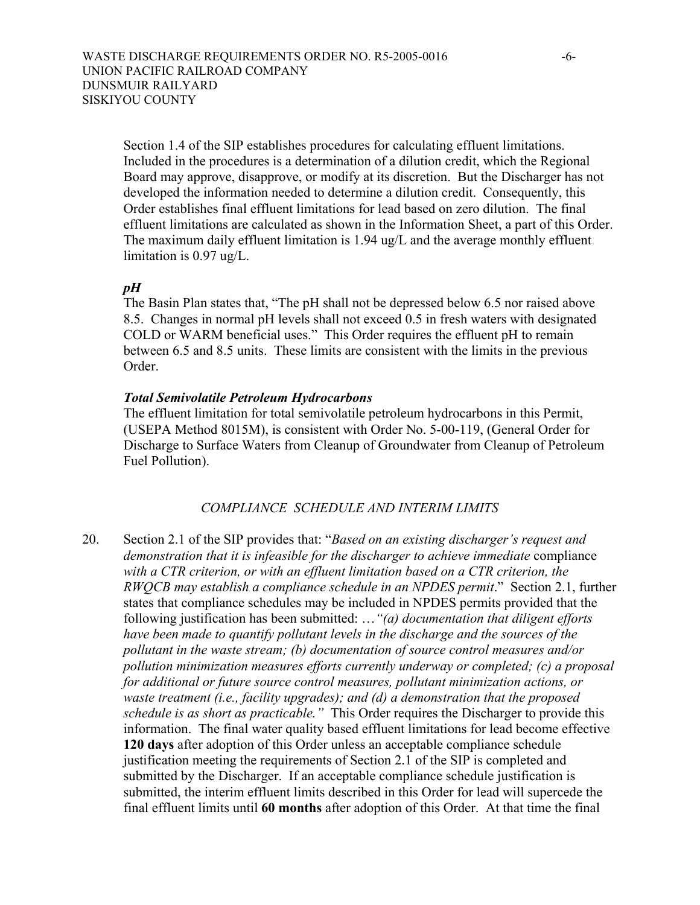Section 1.4 of the SIP establishes procedures for calculating effluent limitations. Included in the procedures is a determination of a dilution credit, which the Regional Board may approve, disapprove, or modify at its discretion. But the Discharger has not developed the information needed to determine a dilution credit. Consequently, this Order establishes final effluent limitations for lead based on zero dilution. The final effluent limitations are calculated as shown in the Information Sheet, a part of this Order. The maximum daily effluent limitation is 1.94 ug/L and the average monthly effluent limitation is 0.97 ug/L.

***pH***

The Basin Plan states that, "The pH shall not be depressed below 6.5 nor raised above 8.5. Changes in normal pH levels shall not exceed 0.5 in fresh waters with designated COLD or WARM beneficial uses." This Order requires the effluent pH to remain between 6.5 and 8.5 units. These limits are consistent with the limits in the previous Order.

***Total Semivolatile Petroleum Hydrocarbons***

The effluent limitation for total semivolatile petroleum hydrocarbons in this Permit, (USEPA Method 8015M), is consistent with Order No. 5-00-119, (General Order for Discharge to Surface Waters from Cleanup of Groundwater from Cleanup of Petroleum Fuel Pollution).

*COMPLIANCE SCHEDULE AND INTERIM LIMITS*

20. Section 2.1 of the SIP provides that: "*Based on an existing discharger's request and demonstration that it is infeasible for the discharger to achieve immediate* compliance *with a CTR criterion, or with an effluent limitation based on a CTR criterion, the RWQCB may establish a compliance schedule in an NPDES permit*." Section 2.1, further states that compliance schedules may be included in NPDES permits provided that the following justification has been submitted: …*"(a) documentation that diligent efforts have been made to quantify pollutant levels in the discharge and the sources of the pollutant in the waste stream; (b) documentation of source control measures and/or pollution minimization measures efforts currently underway or completed; (c) a proposal for additional or future source control measures, pollutant minimization actions, or waste treatment (i.e., facility upgrades); and (d) a demonstration that the proposed schedule is as short as practicable."* This Order requires the Discharger to provide this information. The final water quality based effluent limitations for lead become effective **120 days** after adoption of this Order unless an acceptable compliance schedule justification meeting the requirements of Section 2.1 of the SIP is completed and submitted by the Discharger. If an acceptable compliance schedule justification is submitted, the interim effluent limits described in this Order for lead will supercede the final effluent limits until **60 months** after adoption of this Order. At that time the final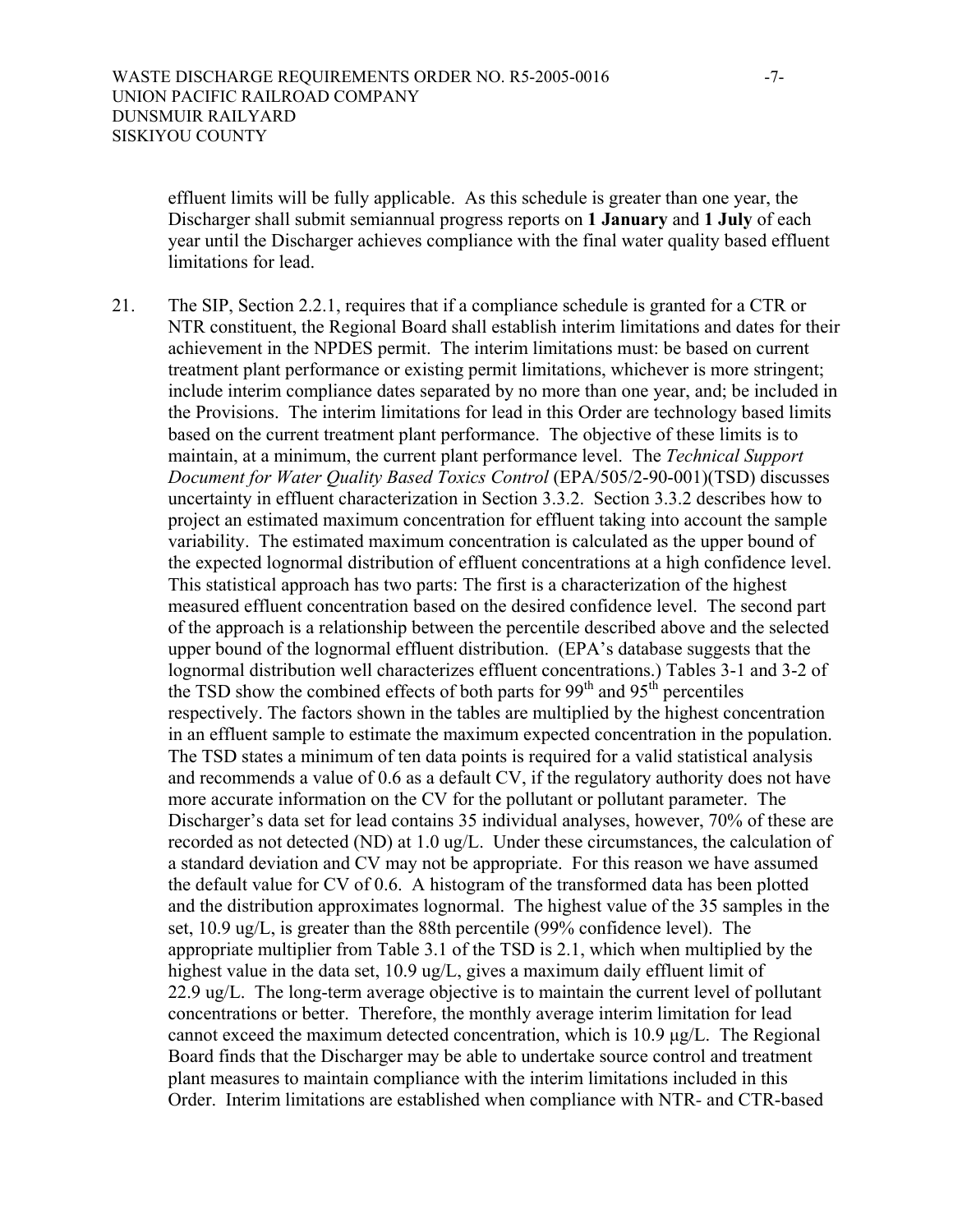effluent limits will be fully applicable. As this schedule is greater than one year, the Discharger shall submit semiannual progress reports on **1 January** and **1 July** of each year until the Discharger achieves compliance with the final water quality based effluent limitations for lead.

21. The SIP, Section 2.2.1, requires that if a compliance schedule is granted for a CTR or NTR constituent, the Regional Board shall establish interim limitations and dates for their achievement in the NPDES permit. The interim limitations must: be based on current treatment plant performance or existing permit limitations, whichever is more stringent; include interim compliance dates separated by no more than one year, and; be included in the Provisions. The interim limitations for lead in this Order are technology based limits based on the current treatment plant performance. The objective of these limits is to maintain, at a minimum, the current plant performance level. The *Technical Support Document for Water Quality Based Toxics Control* (EPA/505/2-90-001)(TSD) discusses uncertainty in effluent characterization in Section 3.3.2. Section 3.3.2 describes how to project an estimated maximum concentration for effluent taking into account the sample variability. The estimated maximum concentration is calculated as the upper bound of the expected lognormal distribution of effluent concentrations at a high confidence level. This statistical approach has two parts: The first is a characterization of the highest measured effluent concentration based on the desired confidence level. The second part of the approach is a relationship between the percentile described above and the selected upper bound of the lognormal effluent distribution. (EPA's database suggests that the lognormal distribution well characterizes effluent concentrations.) Tables 3-1 and 3-2 of the TSD show the combined effects of both parts for 99$^{th}$ and 95$^{th}$ percentiles respectively. The factors shown in the tables are multiplied by the highest concentration in an effluent sample to estimate the maximum expected concentration in the population. The TSD states a minimum of ten data points is required for a valid statistical analysis and recommends a value of 0.6 as a default CV, if the regulatory authority does not have more accurate information on the CV for the pollutant or pollutant parameter. The Discharger's data set for lead contains 35 individual analyses, however, 70% of these are recorded as not detected (ND) at 1.0 ug/L. Under these circumstances, the calculation of a standard deviation and CV may not be appropriate. For this reason we have assumed the default value for CV of 0.6. A histogram of the transformed data has been plotted and the distribution approximates lognormal. The highest value of the 35 samples in the set, 10.9 ug/L, is greater than the 88th percentile (99% confidence level). The appropriate multiplier from Table 3.1 of the TSD is 2.1, which when multiplied by the highest value in the data set, 10.9 ug/L, gives a maximum daily effluent limit of 22.9 ug/L. The long-term average objective is to maintain the current level of pollutant concentrations or better. Therefore, the monthly average interim limitation for lead cannot exceed the maximum detected concentration, which is 10.9 µg/L. The Regional Board finds that the Discharger may be able to undertake source control and treatment plant measures to maintain compliance with the interim limitations included in this Order. Interim limitations are established when compliance with NTR- and CTR-based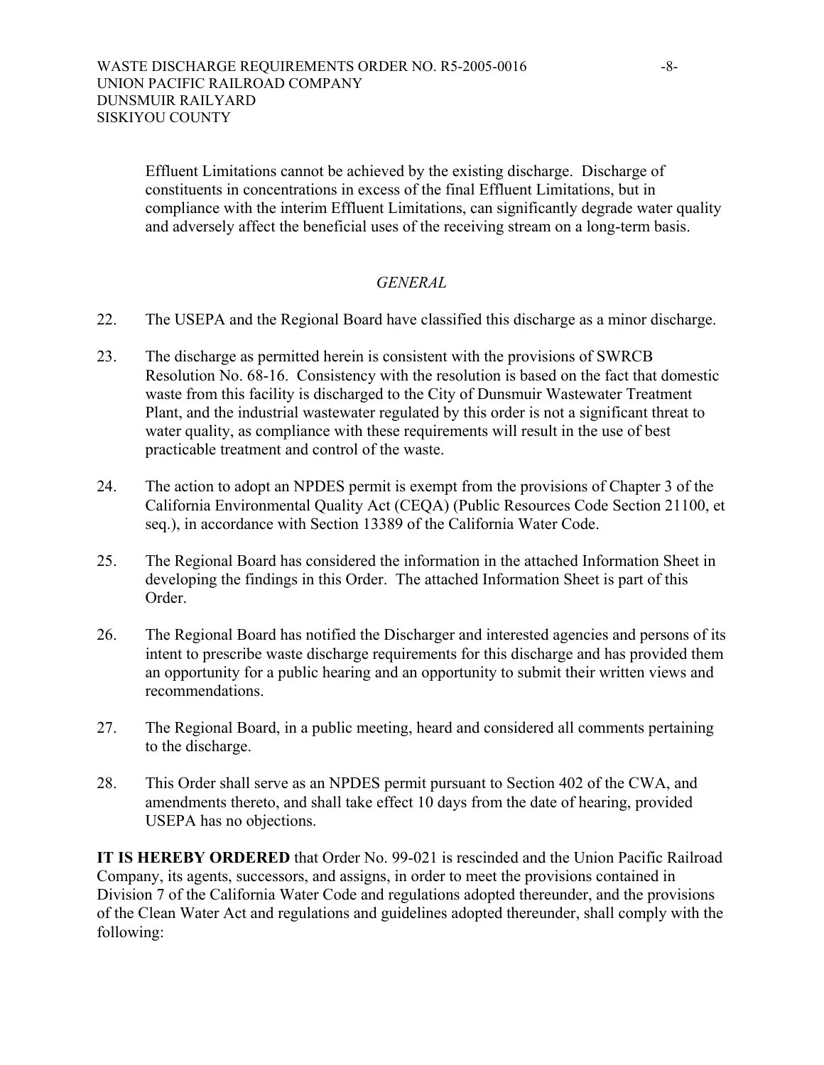Effluent Limitations cannot be achieved by the existing discharge. Discharge of constituents in concentrations in excess of the final Effluent Limitations, but in compliance with the interim Effluent Limitations, can significantly degrade water quality and adversely affect the beneficial uses of the receiving stream on a long-term basis.

*GENERAL*

22. The USEPA and the Regional Board have classified this discharge as a minor discharge.

23. The discharge as permitted herein is consistent with the provisions of SWRCB Resolution No. 68-16. Consistency with the resolution is based on the fact that domestic waste from this facility is discharged to the City of Dunsmuir Wastewater Treatment Plant, and the industrial wastewater regulated by this order is not a significant threat to water quality, as compliance with these requirements will result in the use of best practicable treatment and control of the waste.

24. The action to adopt an NPDES permit is exempt from the provisions of Chapter 3 of the California Environmental Quality Act (CEQA) (Public Resources Code Section 21100, et seq.), in accordance with Section 13389 of the California Water Code.

25. The Regional Board has considered the information in the attached Information Sheet in developing the findings in this Order. The attached Information Sheet is part of this Order.

26. The Regional Board has notified the Discharger and interested agencies and persons of its intent to prescribe waste discharge requirements for this discharge and has provided them an opportunity for a public hearing and an opportunity to submit their written views and recommendations.

27. The Regional Board, in a public meeting, heard and considered all comments pertaining to the discharge.

28. This Order shall serve as an NPDES permit pursuant to Section 402 of the CWA, and amendments thereto, and shall take effect 10 days from the date of hearing, provided USEPA has no objections.

**IT IS HEREBY ORDERED** that Order No. 99-021 is rescinded and the Union Pacific Railroad Company, its agents, successors, and assigns, in order to meet the provisions contained in Division 7 of the California Water Code and regulations adopted thereunder, and the provisions of the Clean Water Act and regulations and guidelines adopted thereunder, shall comply with the following: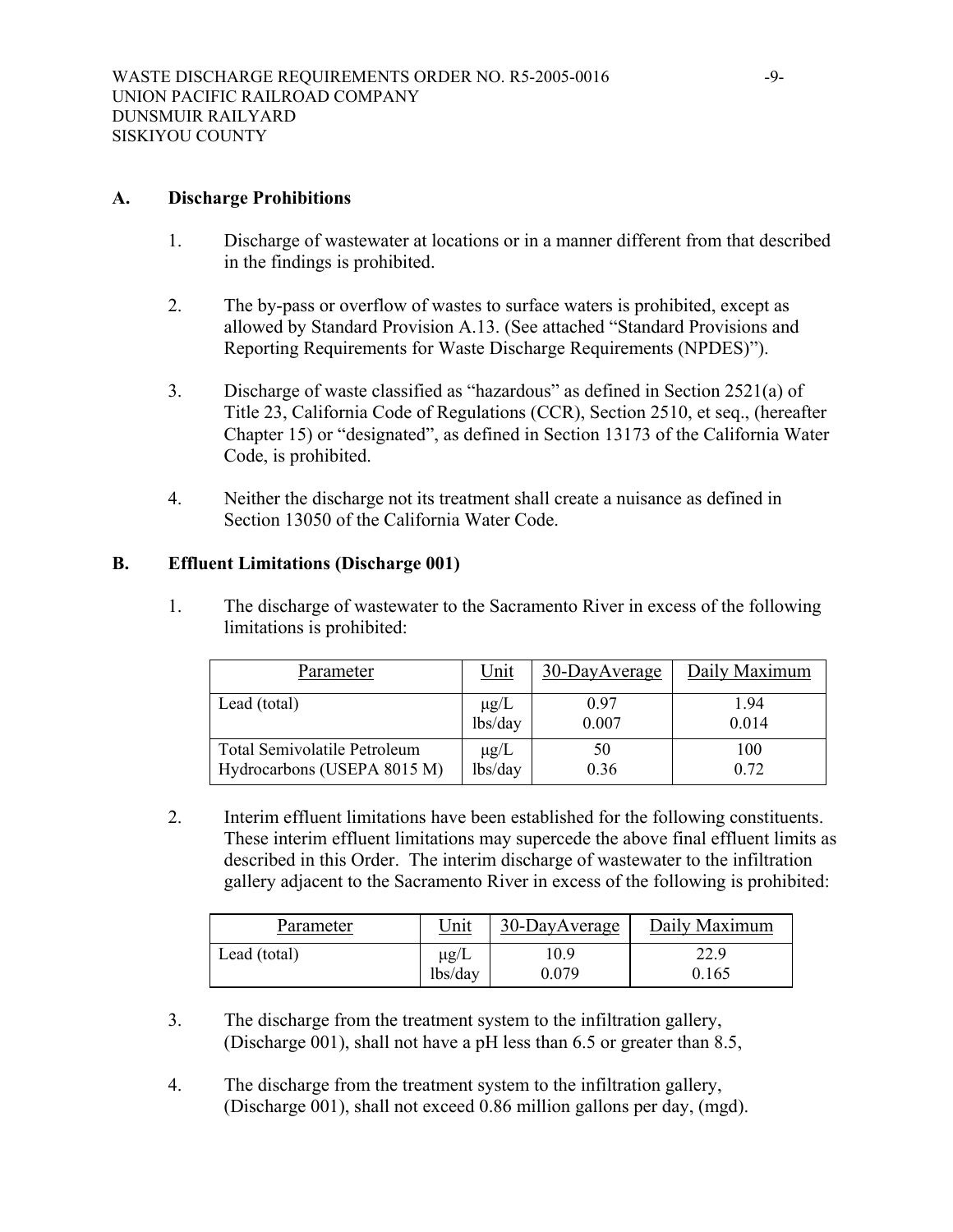## A. Discharge Prohibitions

1. Discharge of wastewater at locations or in a manner different from that described in the findings is prohibited.

2. The by-pass or overflow of wastes to surface waters is prohibited, except as allowed by Standard Provision A.13. (See attached "Standard Provisions and Reporting Requirements for Waste Discharge Requirements (NPDES)").

3. Discharge of waste classified as "hazardous" as defined in Section 2521(a) of Title 23, California Code of Regulations (CCR), Section 2510, et seq., (hereafter Chapter 15) or "designated", as defined in Section 13173 of the California Water Code, is prohibited.

4. Neither the discharge not its treatment shall create a nuisance as defined in Section 13050 of the California Water Code.

## B. Effluent Limitations (Discharge 001)

1. The discharge of wastewater to the Sacramento River in excess of the following limitations is prohibited:

| Parameter | Unit | 30-DayAverage | Daily Maximum |
|---|---|---|---|
| Lead (total) | µg/L<br>lbs/day | 0.97<br>0.007 | 1.94<br>0.014 |
| Total Semivolatile Petroleum Hydrocarbons (USEPA 8015 M) | µg/L<br>lbs/day | 50<br>0.36 | 100<br>0.72 |

2. Interim effluent limitations have been established for the following constituents. These interim effluent limitations may supercede the above final effluent limits as described in this Order. The interim discharge of wastewater to the infiltration gallery adjacent to the Sacramento River in excess of the following is prohibited:

| Parameter | Unit | 30-DayAverage | Daily Maximum |
|---|---|---|---|
| Lead (total) | µg/L<br>lbs/day | 10.9<br>0.079 | 22.9<br>0.165 |

3. The discharge from the treatment system to the infiltration gallery, (Discharge 001), shall not have a pH less than 6.5 or greater than 8.5,

4. The discharge from the treatment system to the infiltration gallery, (Discharge 001), shall not exceed 0.86 million gallons per day, (mgd).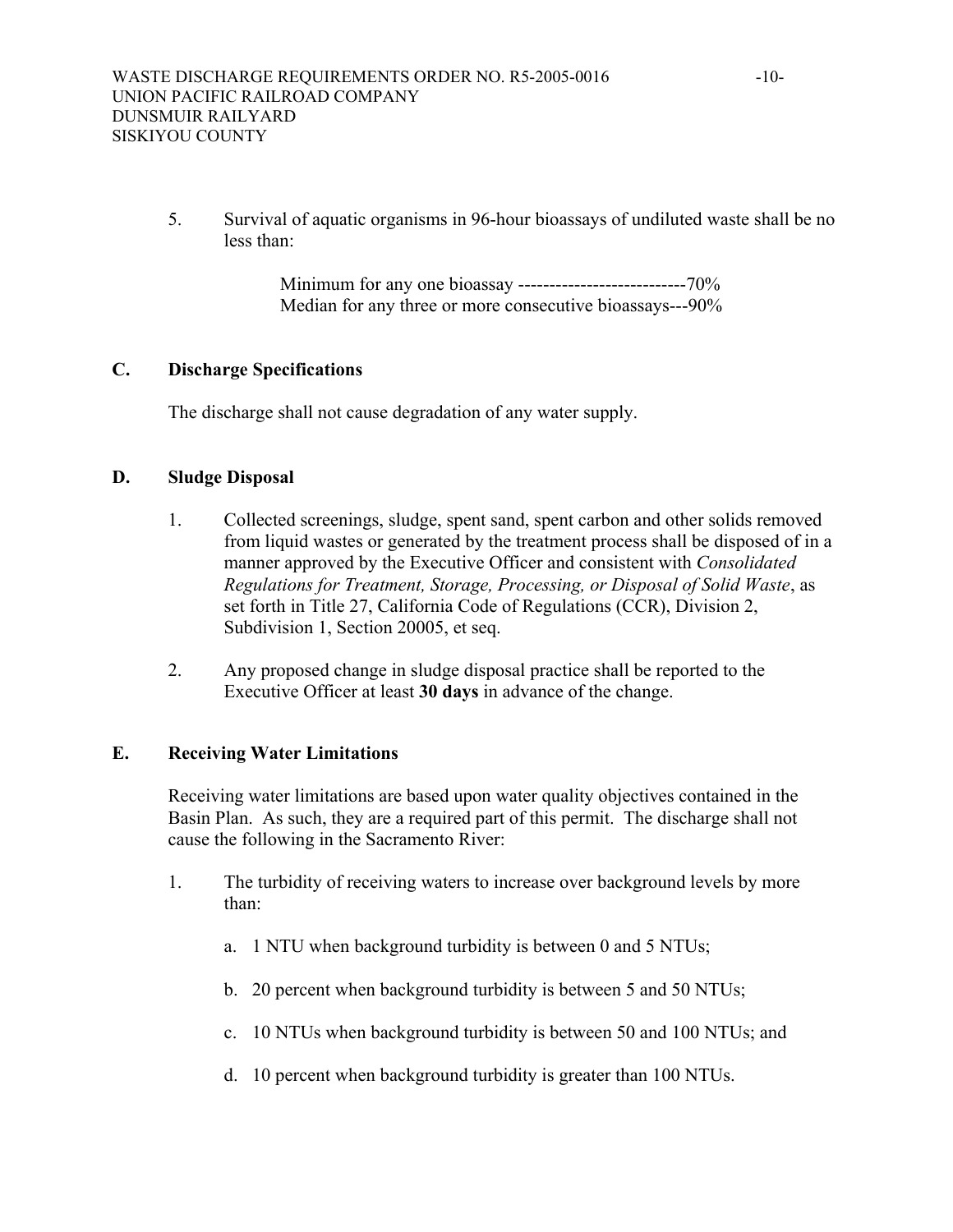5. Survival of aquatic organisms in 96-hour bioassays of undiluted waste shall be no less than:

   Minimum for any one bioassay ---------------------------70%
   Median for any three or more consecutive bioassays---90%

## C. Discharge Specifications

The discharge shall not cause degradation of any water supply.

## D. Sludge Disposal

1. Collected screenings, sludge, spent sand, spent carbon and other solids removed from liquid wastes or generated by the treatment process shall be disposed of in a manner approved by the Executive Officer and consistent with *Consolidated Regulations for Treatment, Storage, Processing, or Disposal of Solid Waste*, as set forth in Title 27, California Code of Regulations (CCR), Division 2, Subdivision 1, Section 20005, et seq.

2. Any proposed change in sludge disposal practice shall be reported to the Executive Officer at least **30 days** in advance of the change.

## E. Receiving Water Limitations

Receiving water limitations are based upon water quality objectives contained in the Basin Plan. As such, they are a required part of this permit. The discharge shall not cause the following in the Sacramento River:

1. The turbidity of receiving waters to increase over background levels by more than:

   a. 1 NTU when background turbidity is between 0 and 5 NTUs;

   b. 20 percent when background turbidity is between 5 and 50 NTUs;

   c. 10 NTUs when background turbidity is between 50 and 100 NTUs; and

   d. 10 percent when background turbidity is greater than 100 NTUs.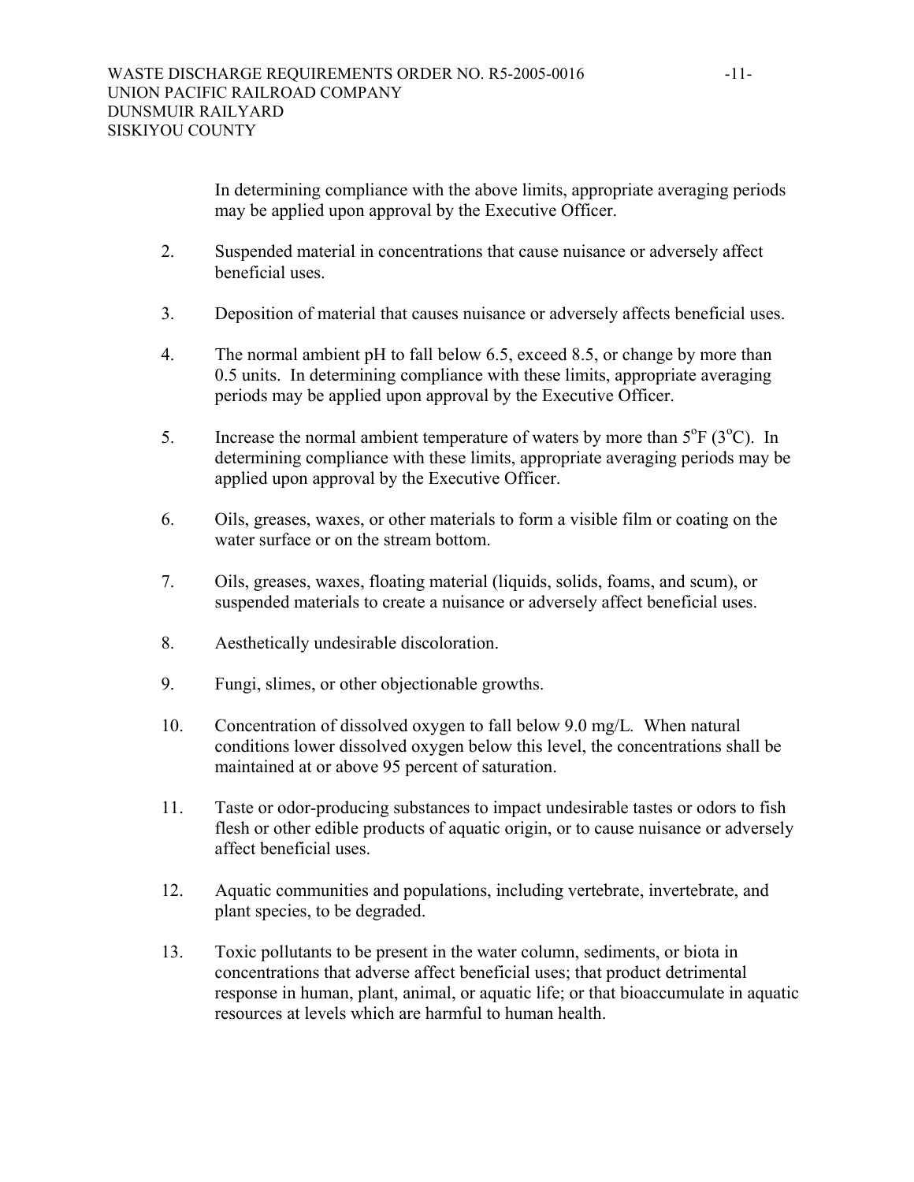In determining compliance with the above limits, appropriate averaging periods may be applied upon approval by the Executive Officer.

2. Suspended material in concentrations that cause nuisance or adversely affect beneficial uses.

3. Deposition of material that causes nuisance or adversely affects beneficial uses.

4. The normal ambient pH to fall below 6.5, exceed 8.5, or change by more than 0.5 units. In determining compliance with these limits, appropriate averaging periods may be applied upon approval by the Executive Officer.

5. Increase the normal ambient temperature of waters by more than $5^{o}F$ ($3^{o}C$). In determining compliance with these limits, appropriate averaging periods may be applied upon approval by the Executive Officer.

6. Oils, greases, waxes, or other materials to form a visible film or coating on the water surface or on the stream bottom.

7. Oils, greases, waxes, floating material (liquids, solids, foams, and scum), or suspended materials to create a nuisance or adversely affect beneficial uses.

8. Aesthetically undesirable discoloration.

9. Fungi, slimes, or other objectionable growths.

10. Concentration of dissolved oxygen to fall below 9.0 mg/L. When natural conditions lower dissolved oxygen below this level, the concentrations shall be maintained at or above 95 percent of saturation.

11. Taste or odor-producing substances to impact undesirable tastes or odors to fish flesh or other edible products of aquatic origin, or to cause nuisance or adversely affect beneficial uses.

12. Aquatic communities and populations, including vertebrate, invertebrate, and plant species, to be degraded.

13. Toxic pollutants to be present in the water column, sediments, or biota in concentrations that adverse affect beneficial uses; that product detrimental response in human, plant, animal, or aquatic life; or that bioaccumulate in aquatic resources at levels which are harmful to human health.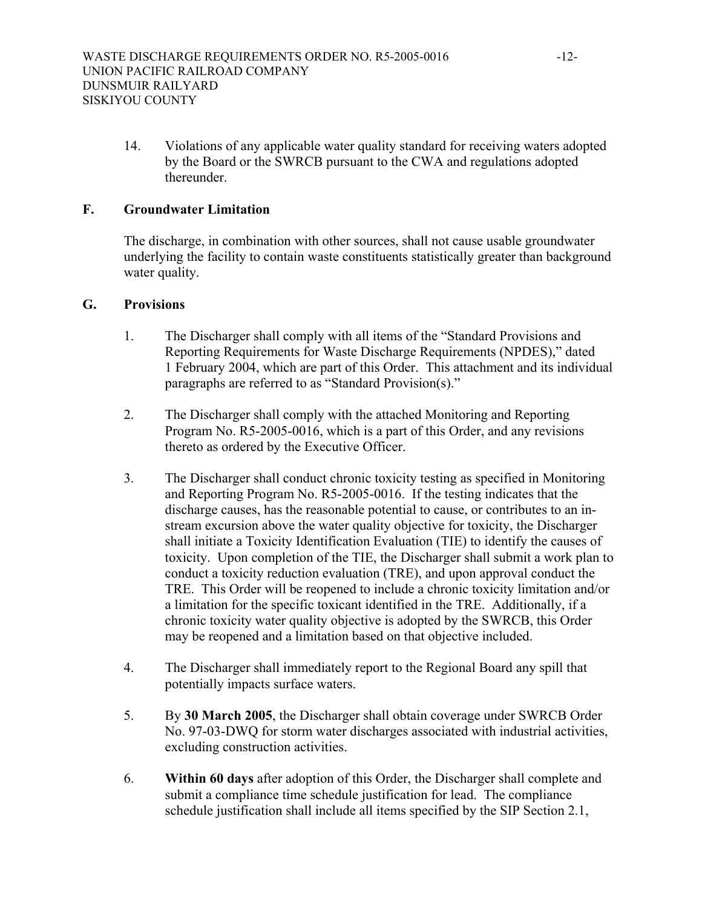14. Violations of any applicable water quality standard for receiving waters adopted by the Board or the SWRCB pursuant to the CWA and regulations adopted thereunder.

## F. Groundwater Limitation

The discharge, in combination with other sources, shall not cause usable groundwater underlying the facility to contain waste constituents statistically greater than background water quality.

## G. Provisions

1. The Discharger shall comply with all items of the "Standard Provisions and Reporting Requirements for Waste Discharge Requirements (NPDES)," dated 1 February 2004, which are part of this Order. This attachment and its individual paragraphs are referred to as "Standard Provision(s)."

2. The Discharger shall comply with the attached Monitoring and Reporting Program No. R5-2005-0016, which is a part of this Order, and any revisions thereto as ordered by the Executive Officer.

3. The Discharger shall conduct chronic toxicity testing as specified in Monitoring and Reporting Program No. R5-2005-0016. If the testing indicates that the discharge causes, has the reasonable potential to cause, or contributes to an in-stream excursion above the water quality objective for toxicity, the Discharger shall initiate a Toxicity Identification Evaluation (TIE) to identify the causes of toxicity. Upon completion of the TIE, the Discharger shall submit a work plan to conduct a toxicity reduction evaluation (TRE), and upon approval conduct the TRE. This Order will be reopened to include a chronic toxicity limitation and/or a limitation for the specific toxicant identified in the TRE. Additionally, if a chronic toxicity water quality objective is adopted by the SWRCB, this Order may be reopened and a limitation based on that objective included.

4. The Discharger shall immediately report to the Regional Board any spill that potentially impacts surface waters.

5. By **30 March 2005**, the Discharger shall obtain coverage under SWRCB Order No. 97-03-DWQ for storm water discharges associated with industrial activities, excluding construction activities.

6. **Within 60 days** after adoption of this Order, the Discharger shall complete and submit a compliance time schedule justification for lead. The compliance schedule justification shall include all items specified by the SIP Section 2.1,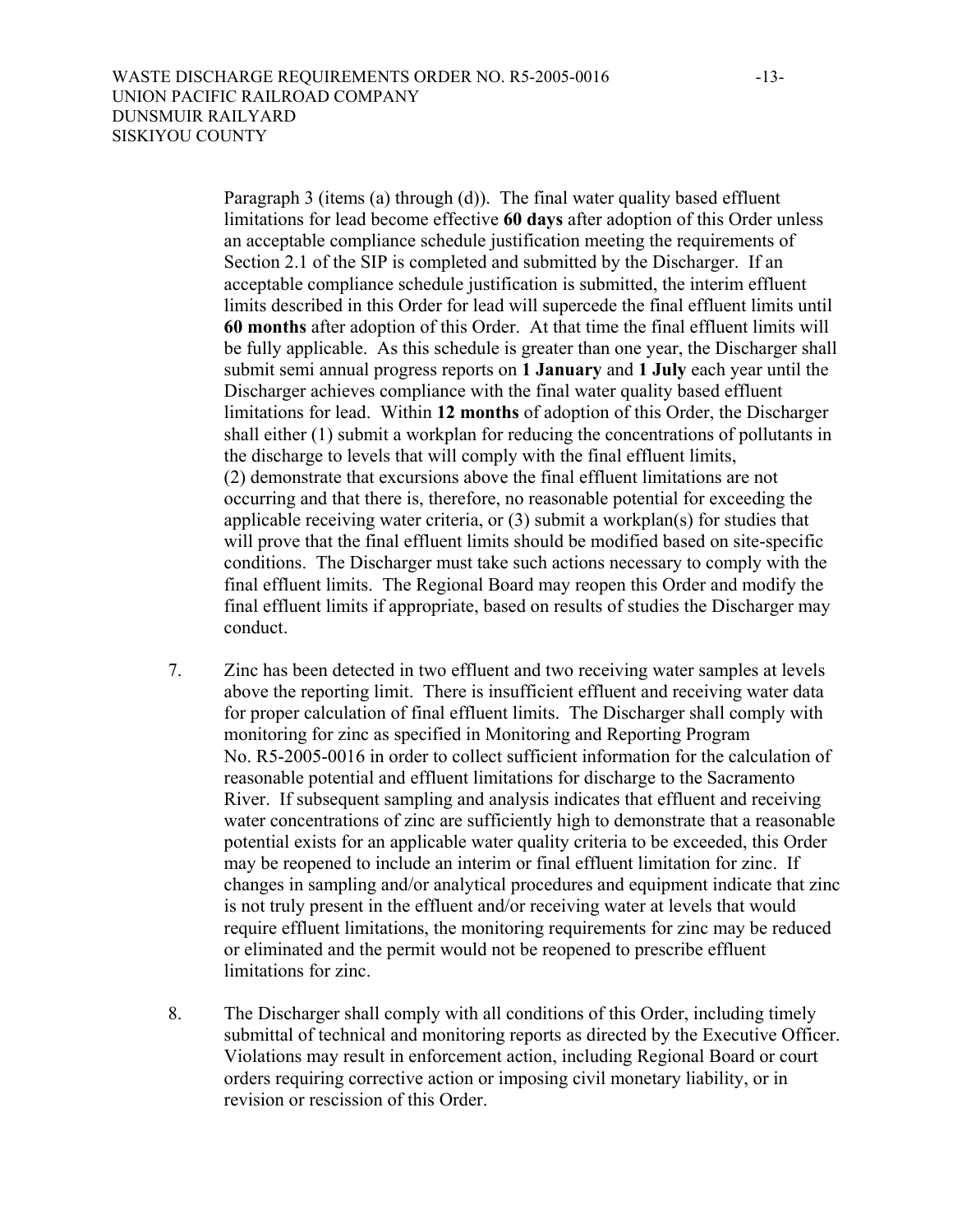Paragraph 3 (items (a) through (d)). The final water quality based effluent limitations for lead become effective **60 days** after adoption of this Order unless an acceptable compliance schedule justification meeting the requirements of Section 2.1 of the SIP is completed and submitted by the Discharger. If an acceptable compliance schedule justification is submitted, the interim effluent limits described in this Order for lead will supercede the final effluent limits until **60 months** after adoption of this Order. At that time the final effluent limits will be fully applicable. As this schedule is greater than one year, the Discharger shall submit semi annual progress reports on **1 January** and **1 July** each year until the Discharger achieves compliance with the final water quality based effluent limitations for lead. Within **12 months** of adoption of this Order, the Discharger shall either (1) submit a workplan for reducing the concentrations of pollutants in the discharge to levels that will comply with the final effluent limits, (2) demonstrate that excursions above the final effluent limitations are not occurring and that there is, therefore, no reasonable potential for exceeding the applicable receiving water criteria, or (3) submit a workplan(s) for studies that will prove that the final effluent limits should be modified based on site-specific conditions. The Discharger must take such actions necessary to comply with the final effluent limits. The Regional Board may reopen this Order and modify the final effluent limits if appropriate, based on results of studies the Discharger may conduct.

7. Zinc has been detected in two effluent and two receiving water samples at levels above the reporting limit. There is insufficient effluent and receiving water data for proper calculation of final effluent limits. The Discharger shall comply with monitoring for zinc as specified in Monitoring and Reporting Program No. R5-2005-0016 in order to collect sufficient information for the calculation of reasonable potential and effluent limitations for discharge to the Sacramento River. If subsequent sampling and analysis indicates that effluent and receiving water concentrations of zinc are sufficiently high to demonstrate that a reasonable potential exists for an applicable water quality criteria to be exceeded, this Order may be reopened to include an interim or final effluent limitation for zinc. If changes in sampling and/or analytical procedures and equipment indicate that zinc is not truly present in the effluent and/or receiving water at levels that would require effluent limitations, the monitoring requirements for zinc may be reduced or eliminated and the permit would not be reopened to prescribe effluent limitations for zinc.

8. The Discharger shall comply with all conditions of this Order, including timely submittal of technical and monitoring reports as directed by the Executive Officer. Violations may result in enforcement action, including Regional Board or court orders requiring corrective action or imposing civil monetary liability, or in revision or rescission of this Order.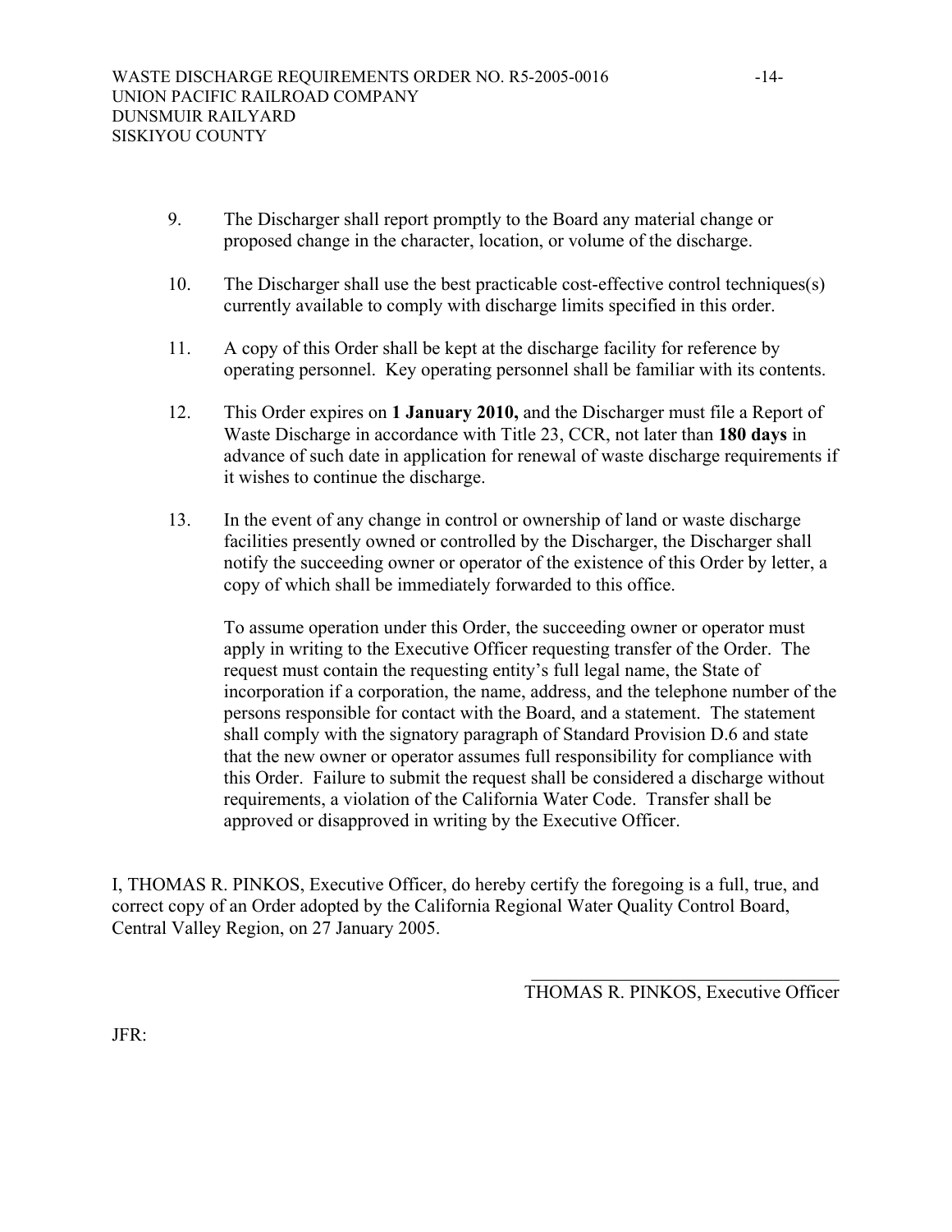9. The Discharger shall report promptly to the Board any material change or proposed change in the character, location, or volume of the discharge.

10. The Discharger shall use the best practicable cost-effective control techniques(s) currently available to comply with discharge limits specified in this order.

11. A copy of this Order shall be kept at the discharge facility for reference by operating personnel. Key operating personnel shall be familiar with its contents.

12. This Order expires on **1 January 2010,** and the Discharger must file a Report of Waste Discharge in accordance with Title 23, CCR, not later than **180 days** in advance of such date in application for renewal of waste discharge requirements if it wishes to continue the discharge.

13. In the event of any change in control or ownership of land or waste discharge facilities presently owned or controlled by the Discharger, the Discharger shall notify the succeeding owner or operator of the existence of this Order by letter, a copy of which shall be immediately forwarded to this office.

    To assume operation under this Order, the succeeding owner or operator must apply in writing to the Executive Officer requesting transfer of the Order. The request must contain the requesting entity's full legal name, the State of incorporation if a corporation, the name, address, and the telephone number of the persons responsible for contact with the Board, and a statement. The statement shall comply with the signatory paragraph of Standard Provision D.6 and state that the new owner or operator assumes full responsibility for compliance with this Order. Failure to submit the request shall be considered a discharge without requirements, a violation of the California Water Code. Transfer shall be approved or disapproved in writing by the Executive Officer.

I, THOMAS R. PINKOS, Executive Officer, do hereby certify the foregoing is a full, true, and correct copy of an Order adopted by the California Regional Water Quality Control Board, Central Valley Region, on 27 January 2005.

\_\_\_\_\_\_\_\_\_\_\_\_\_\_\_\_\_\_\_\_\_\_\_\_\_\_\_\_\_\_\_\_\_\_\_\_

THOMAS R. PINKOS, Executive Officer

JFR: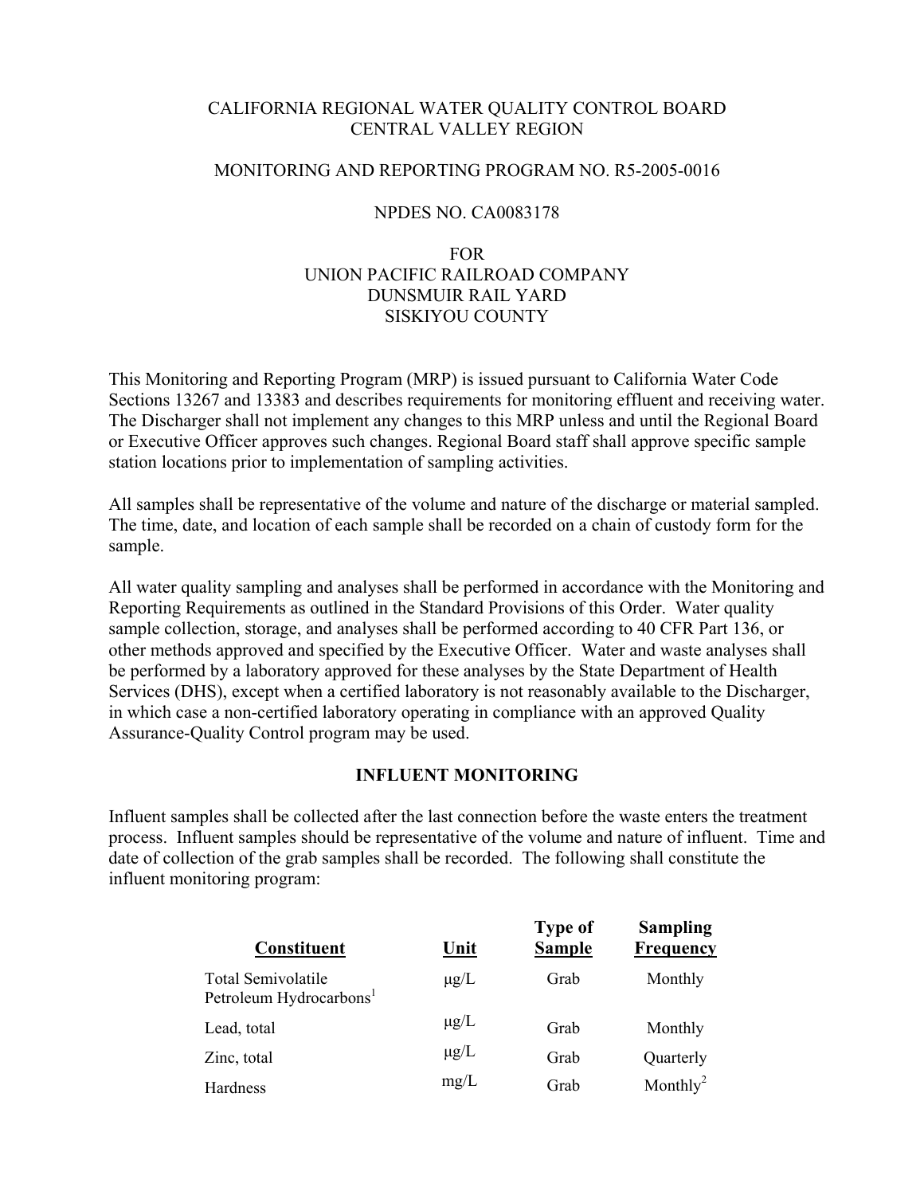CALIFORNIA REGIONAL WATER QUALITY CONTROL BOARD
CENTRAL VALLEY REGION

MONITORING AND REPORTING PROGRAM NO. R5-2005-0016

NPDES NO. CA0083178

FOR
UNION PACIFIC RAILROAD COMPANY
DUNSMUIR RAIL YARD
SISKIYOU COUNTY

This Monitoring and Reporting Program (MRP) is issued pursuant to California Water Code Sections 13267 and 13383 and describes requirements for monitoring effluent and receiving water. The Discharger shall not implement any changes to this MRP unless and until the Regional Board or Executive Officer approves such changes. Regional Board staff shall approve specific sample station locations prior to implementation of sampling activities.

All samples shall be representative of the volume and nature of the discharge or material sampled. The time, date, and location of each sample shall be recorded on a chain of custody form for the sample.

All water quality sampling and analyses shall be performed in accordance with the Monitoring and Reporting Requirements as outlined in the Standard Provisions of this Order. Water quality sample collection, storage, and analyses shall be performed according to 40 CFR Part 136, or other methods approved and specified by the Executive Officer. Water and waste analyses shall be performed by a laboratory approved for these analyses by the State Department of Health Services (DHS), except when a certified laboratory is not reasonably available to the Discharger, in which case a non-certified laboratory operating in compliance with an approved Quality Assurance-Quality Control program may be used.

## INFLUENT MONITORING

Influent samples shall be collected after the last connection before the waste enters the treatment process. Influent samples should be representative of the volume and nature of influent. Time and date of collection of the grab samples shall be recorded. The following shall constitute the influent monitoring program:

| Constituent | Unit | Type of Sample | Sampling Frequency |
|---|---|---|---|
| Total Semivolatile Petroleum Hydrocarbons[1] | μg/L | Grab | Monthly |
| Lead, total | μg/L | Grab | Monthly |
| Zinc, total | μg/L | Grab | Quarterly |
| Hardness | mg/L | Grab | Monthly[2] |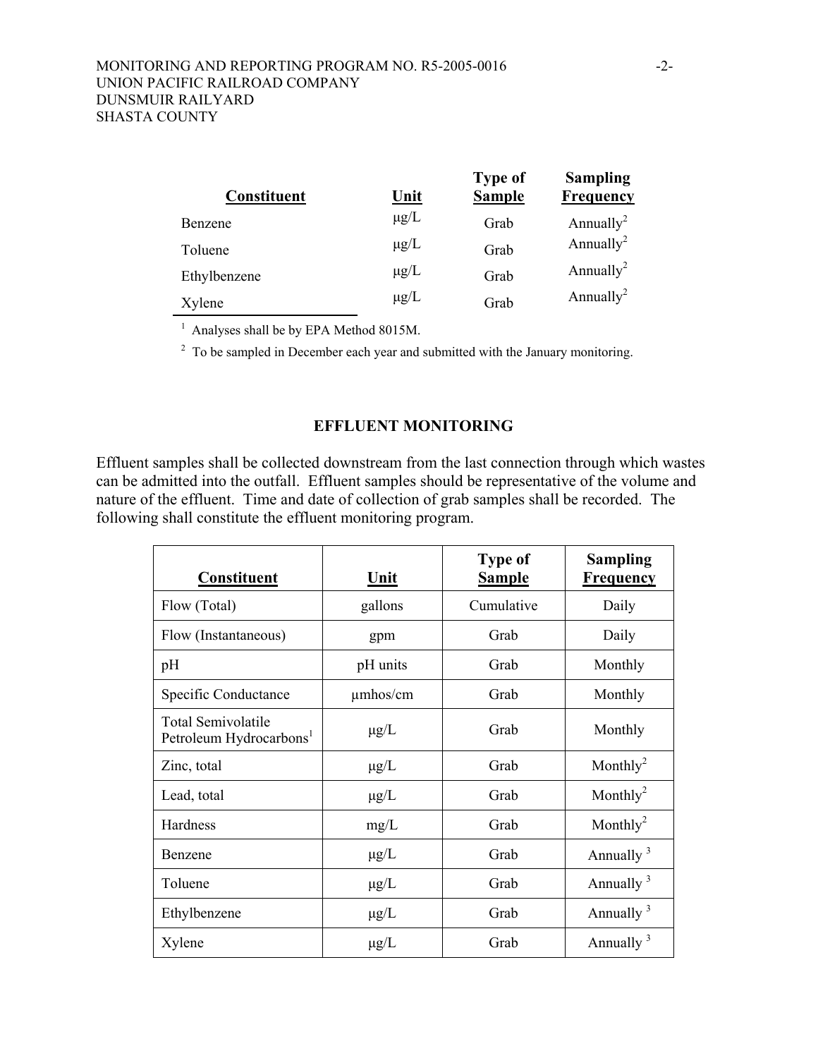| Constituent | Unit | Type of Sample | Sampling Frequency |
|---|---|---|---|
| Benzene | µg/L | Grab | Annually[2] |
| Toluene | µg/L | Grab | Annually[2] |
| Ethylbenzene | µg/L | Grab | Annually[2] |
| Xylene | µg/L | Grab | Annually[2] |

[1] Analyses shall be by EPA Method 8015M.

[2] To be sampled in December each year and submitted with the January monitoring.

## EFFLUENT MONITORING

Effluent samples shall be collected downstream from the last connection through which wastes can be admitted into the outfall. Effluent samples should be representative of the volume and nature of the effluent. Time and date of collection of grab samples shall be recorded. The following shall constitute the effluent monitoring program.

| Constituent | Unit | Type of Sample | Sampling Frequency |
|---|---|---|---|
| Flow (Total) | gallons | Cumulative | Daily |
| Flow (Instantaneous) | gpm | Grab | Daily |
| pH | pH units | Grab | Monthly |
| Specific Conductance | µmhos/cm | Grab | Monthly |
| Total Semivolatile Petroleum Hydrocarbons[1] | µg/L | Grab | Monthly |
| Zinc, total | µg/L | Grab | Monthly[2] |
| Lead, total | µg/L | Grab | Monthly[2] |
| Hardness | mg/L | Grab | Monthly[2] |
| Benzene | µg/L | Grab | Annually [3] |
| Toluene | µg/L | Grab | Annually [3] |
| Ethylbenzene | µg/L | Grab | Annually [3] |
| Xylene | µg/L | Grab | Annually [3] |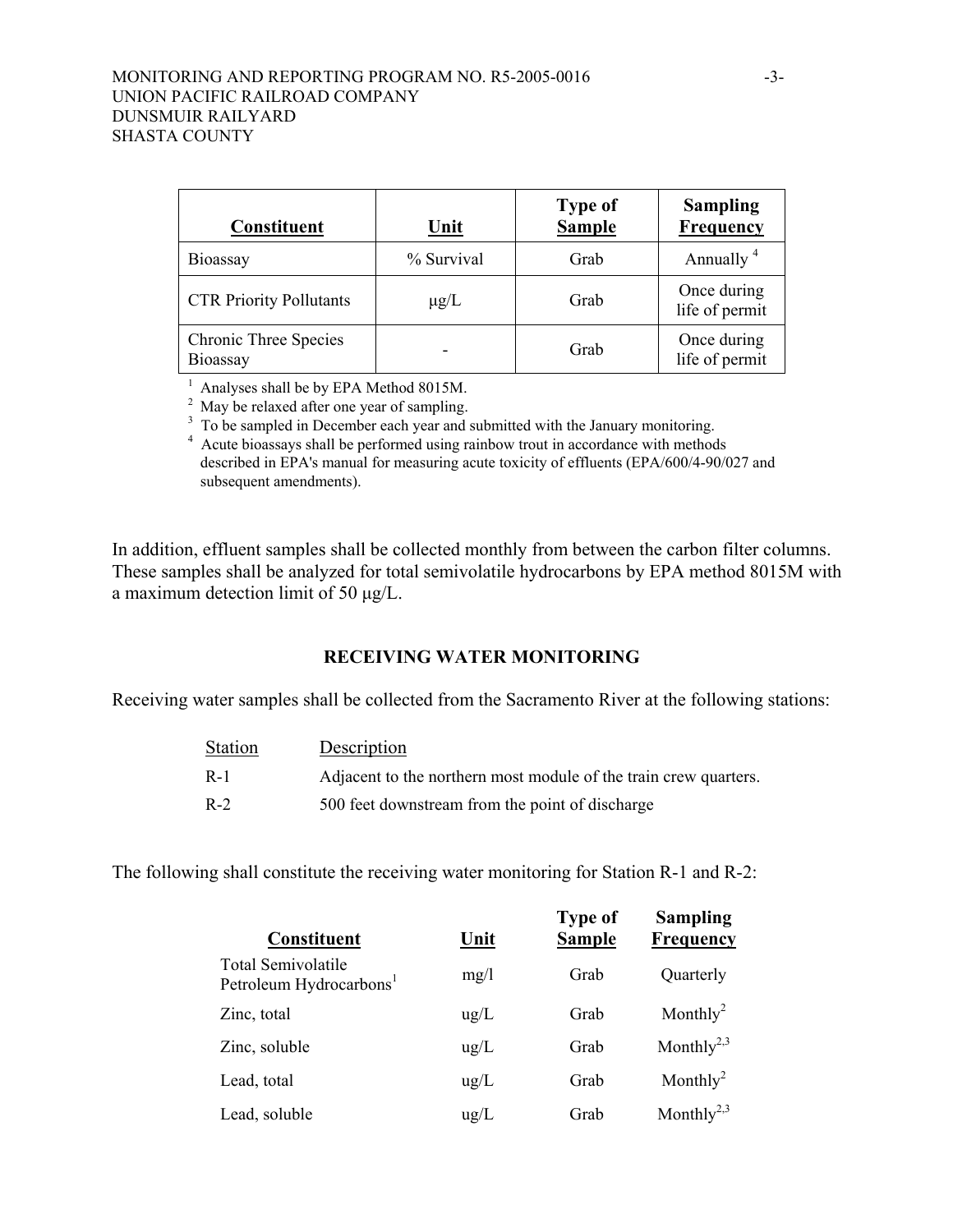| Constituent | Unit | Type of Sample | Sampling Frequency |
|---|---|---|---|
| Bioassay | % Survival | Grab | Annually [4] |
| CTR Priority Pollutants | μg/L | Grab | Once during life of permit |
| Chronic Three Species Bioassay | - | Grab | Once during life of permit |

[1] Analyses shall be by EPA Method 8015M.
[2] May be relaxed after one year of sampling.
[3] To be sampled in December each year and submitted with the January monitoring.
[4] Acute bioassays shall be performed using rainbow trout in accordance with methods described in EPA's manual for measuring acute toxicity of effluents (EPA/600/4-90/027 and subsequent amendments).

In addition, effluent samples shall be collected monthly from between the carbon filter columns. These samples shall be analyzed for total semivolatile hydrocarbons by EPA method 8015M with a maximum detection limit of 50 μg/L.

## RECEIVING WATER MONITORING

Receiving water samples shall be collected from the Sacramento River at the following stations:

| Station | Description |
|---|---|
| R-1 | Adjacent to the northern most module of the train crew quarters. |
| R-2 | 500 feet downstream from the point of discharge |

The following shall constitute the receiving water monitoring for Station R-1 and R-2:

| Constituent | Unit | Type of Sample | Sampling Frequency |
|---|---|---|---|
| Total Semivolatile Petroleum Hydrocarbons[1] | mg/l | Grab | Quarterly |
| Zinc, total | ug/L | Grab | Monthly[2] |
| Zinc, soluble | ug/L | Grab | Monthly[2,3] |
| Lead, total | ug/L | Grab | Monthly[2] |
| Lead, soluble | ug/L | Grab | Monthly[2,3] |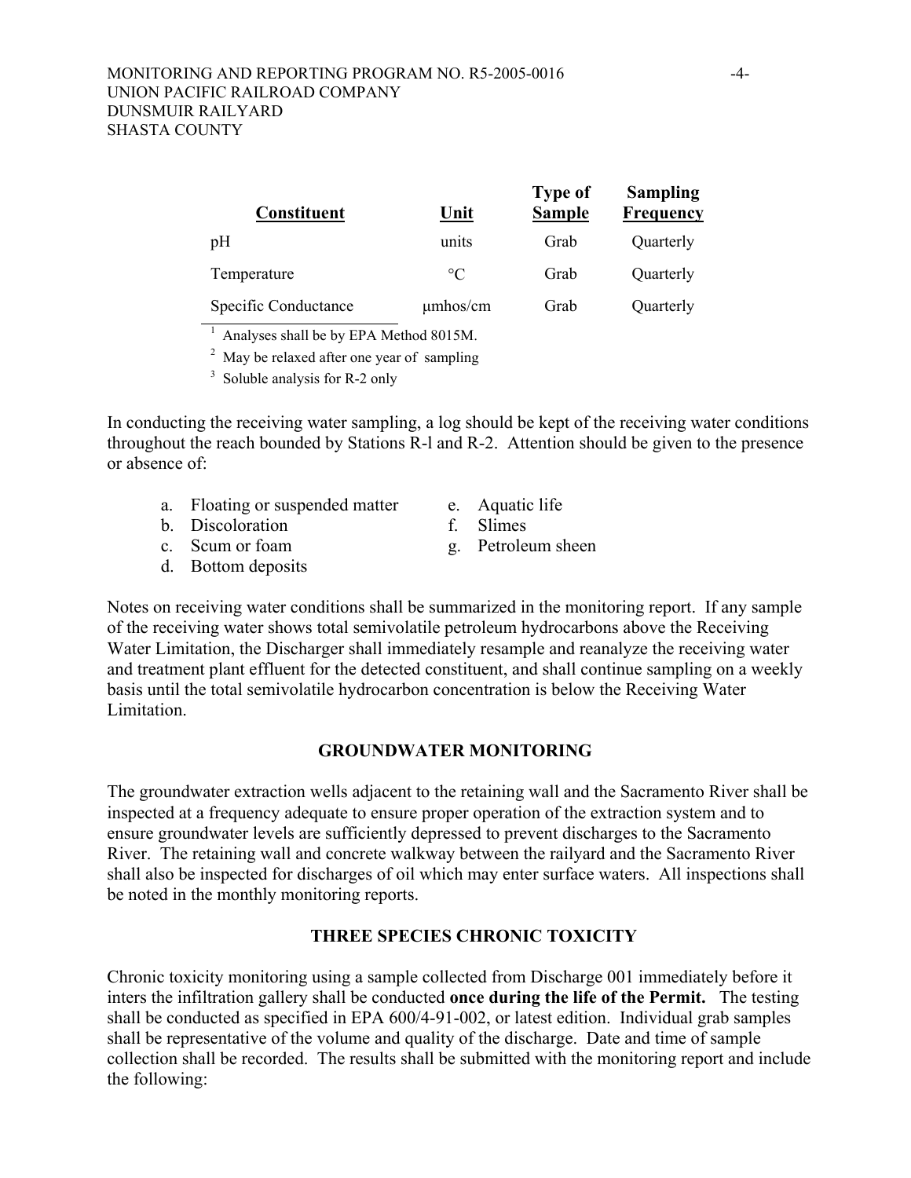| Constituent | Unit | Type of Sample | Sampling Frequency |
|---|---|---|---|
| pH | units | Grab | Quarterly |
| Temperature | °C | Grab | Quarterly |
| Specific Conductance | μmhos/cm | Grab | Quarterly |

[1] Analyses shall be by EPA Method 8015M.

[2] May be relaxed after one year of sampling

[3] Soluble analysis for R-2 only

In conducting the receiving water sampling, a log should be kept of the receiving water conditions throughout the reach bounded by Stations R-l and R-2. Attention should be given to the presence or absence of:

a. Floating or suspended matter
b. Discoloration
c. Scum or foam
d. Bottom deposits
e. Aquatic life
f. Slimes
g. Petroleum sheen

Notes on receiving water conditions shall be summarized in the monitoring report. If any sample of the receiving water shows total semivolatile petroleum hydrocarbons above the Receiving Water Limitation, the Discharger shall immediately resample and reanalyze the receiving water and treatment plant effluent for the detected constituent, and shall continue sampling on a weekly basis until the total semivolatile hydrocarbon concentration is below the Receiving Water Limitation.

## GROUNDWATER MONITORING

The groundwater extraction wells adjacent to the retaining wall and the Sacramento River shall be inspected at a frequency adequate to ensure proper operation of the extraction system and to ensure groundwater levels are sufficiently depressed to prevent discharges to the Sacramento River. The retaining wall and concrete walkway between the railyard and the Sacramento River shall also be inspected for discharges of oil which may enter surface waters. All inspections shall be noted in the monthly monitoring reports.

## THREE SPECIES CHRONIC TOXICITY

Chronic toxicity monitoring using a sample collected from Discharge 001 immediately before it inters the infiltration gallery shall be conducted **once during the life of the Permit.** The testing shall be conducted as specified in EPA 600/4-91-002, or latest edition. Individual grab samples shall be representative of the volume and quality of the discharge. Date and time of sample collection shall be recorded. The results shall be submitted with the monitoring report and include the following: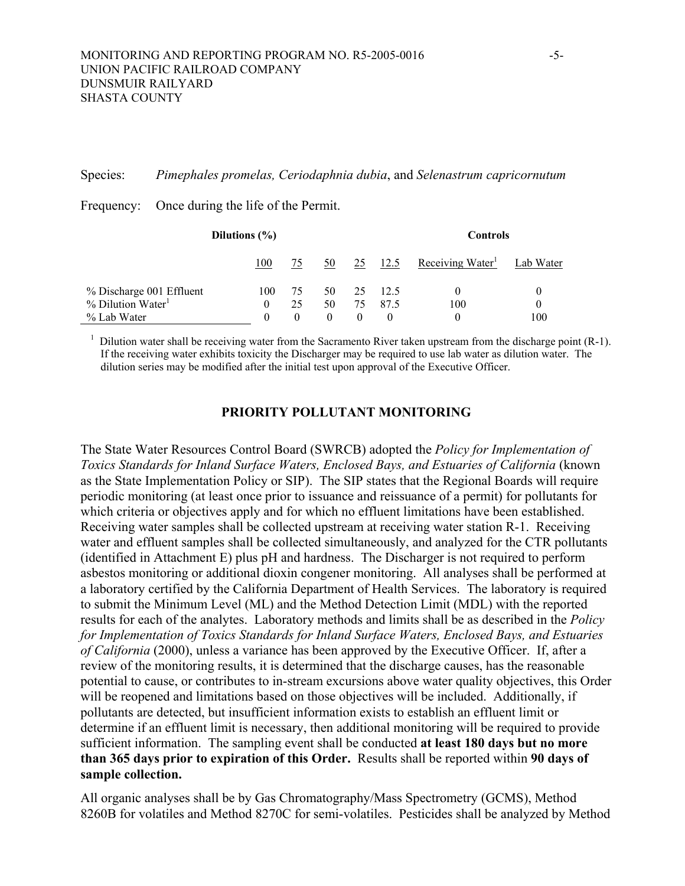Species: *Pimephales promelas, Ceriodaphnia dubia*, and *Selenastrum capricornutum*

Frequency: Once during the life of the Permit.

| | Dilutions (%) | | | | | Controls | |
|---|---|---|---|---|---|---|---|
| | 100 | 75 | 50 | 25 | 12.5 | Receiving Water[1] | Lab Water |
| % Discharge 001 Effluent | 100 | 75 | 50 | 25 | 12.5 | 0 | 0 |
| % Dilution Water[1] | 0 | 25 | 50 | 75 | 87.5 | 100 | 0 |
| % Lab Water | 0 | 0 | 0 | 0 | 0 | 0 | 100 |

[1] Dilution water shall be receiving water from the Sacramento River taken upstream from the discharge point (R-1). If the receiving water exhibits toxicity the Discharger may be required to use lab water as dilution water. The dilution series may be modified after the initial test upon approval of the Executive Officer.

## PRIORITY POLLUTANT MONITORING

The State Water Resources Control Board (SWRCB) adopted the *Policy for Implementation of Toxics Standards for Inland Surface Waters, Enclosed Bays, and Estuaries of California* (known as the State Implementation Policy or SIP). The SIP states that the Regional Boards will require periodic monitoring (at least once prior to issuance and reissuance of a permit) for pollutants for which criteria or objectives apply and for which no effluent limitations have been established. Receiving water samples shall be collected upstream at receiving water station R-1. Receiving water and effluent samples shall be collected simultaneously, and analyzed for the CTR pollutants (identified in Attachment E) plus pH and hardness. The Discharger is not required to perform asbestos monitoring or additional dioxin congener monitoring. All analyses shall be performed at a laboratory certified by the California Department of Health Services. The laboratory is required to submit the Minimum Level (ML) and the Method Detection Limit (MDL) with the reported results for each of the analytes. Laboratory methods and limits shall be as described in the *Policy for Implementation of Toxics Standards for Inland Surface Waters, Enclosed Bays, and Estuaries of California* (2000), unless a variance has been approved by the Executive Officer. If, after a review of the monitoring results, it is determined that the discharge causes, has the reasonable potential to cause, or contributes to in-stream excursions above water quality objectives, this Order will be reopened and limitations based on those objectives will be included. Additionally, if pollutants are detected, but insufficient information exists to establish an effluent limit or determine if an effluent limit is necessary, then additional monitoring will be required to provide sufficient information. The sampling event shall be conducted **at least 180 days but no more than 365 days prior to expiration of this Order.** Results shall be reported within **90 days of sample collection.**

All organic analyses shall be by Gas Chromatography/Mass Spectrometry (GCMS), Method 8260B for volatiles and Method 8270C for semi-volatiles. Pesticides shall be analyzed by Method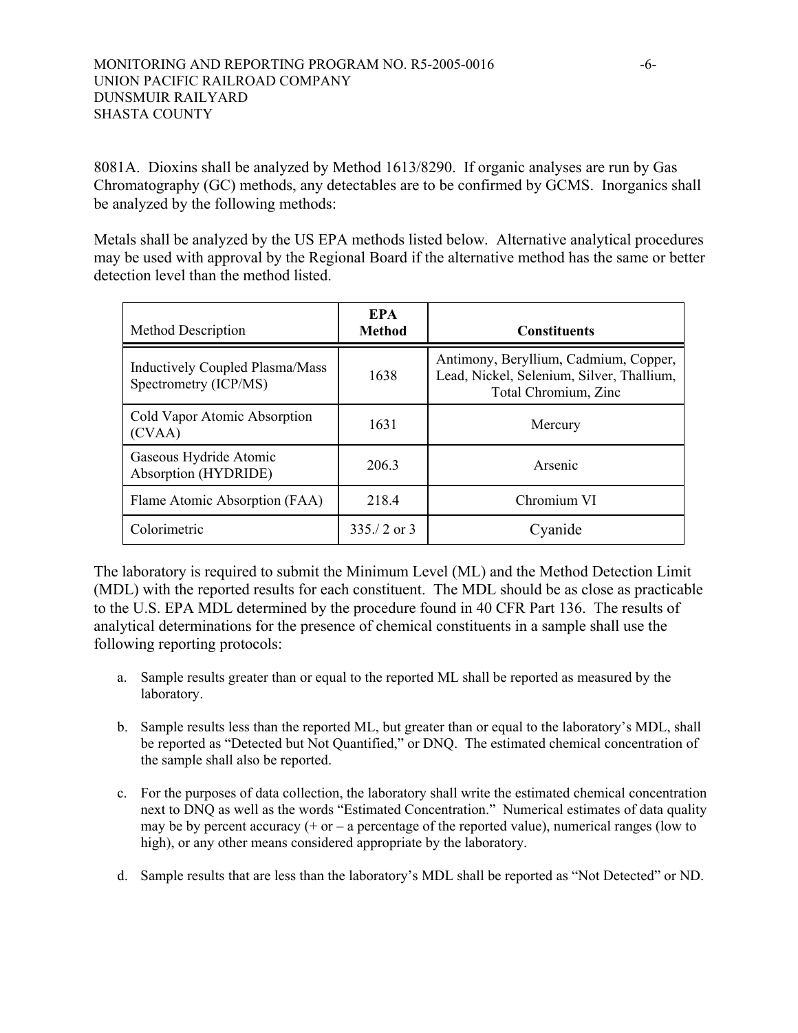8081A. Dioxins shall be analyzed by Method 1613/8290. If organic analyses are run by Gas Chromatography (GC) methods, any detectables are to be confirmed by GCMS. Inorganics shall be analyzed by the following methods:

Metals shall be analyzed by the US EPA methods listed below. Alternative analytical procedures may be used with approval by the Regional Board if the alternative method has the same or better detection level than the method listed.

| Method Description | **EPA Method** | **Constituents** |
|---|---|---|
| Inductively Coupled Plasma/Mass Spectrometry (ICP/MS) | 1638 | Antimony, Beryllium, Cadmium, Copper, Lead, Nickel, Selenium, Silver, Thallium, Total Chromium, Zinc |
| Cold Vapor Atomic Absorption (CVAA) | 1631 | Mercury |
| Gaseous Hydride Atomic Absorption (HYDRIDE) | 206.3 | Arsenic |
| Flame Atomic Absorption (FAA) | 218.4 | Chromium VI |
| Colorimetric | 335./ 2 or 3 | Cyanide |

The laboratory is required to submit the Minimum Level (ML) and the Method Detection Limit (MDL) with the reported results for each constituent. The MDL should be as close as practicable to the U.S. EPA MDL determined by the procedure found in 40 CFR Part 136. The results of analytical determinations for the presence of chemical constituents in a sample shall use the following reporting protocols:

a. Sample results greater than or equal to the reported ML shall be reported as measured by the laboratory.

b. Sample results less than the reported ML, but greater than or equal to the laboratory's MDL, shall be reported as "Detected but Not Quantified," or DNQ. The estimated chemical concentration of the sample shall also be reported.

c. For the purposes of data collection, the laboratory shall write the estimated chemical concentration next to DNQ as well as the words "Estimated Concentration." Numerical estimates of data quality may be by percent accuracy (+ or – a percentage of the reported value), numerical ranges (low to high), or any other means considered appropriate by the laboratory.

d. Sample results that are less than the laboratory's MDL shall be reported as "Not Detected" or ND.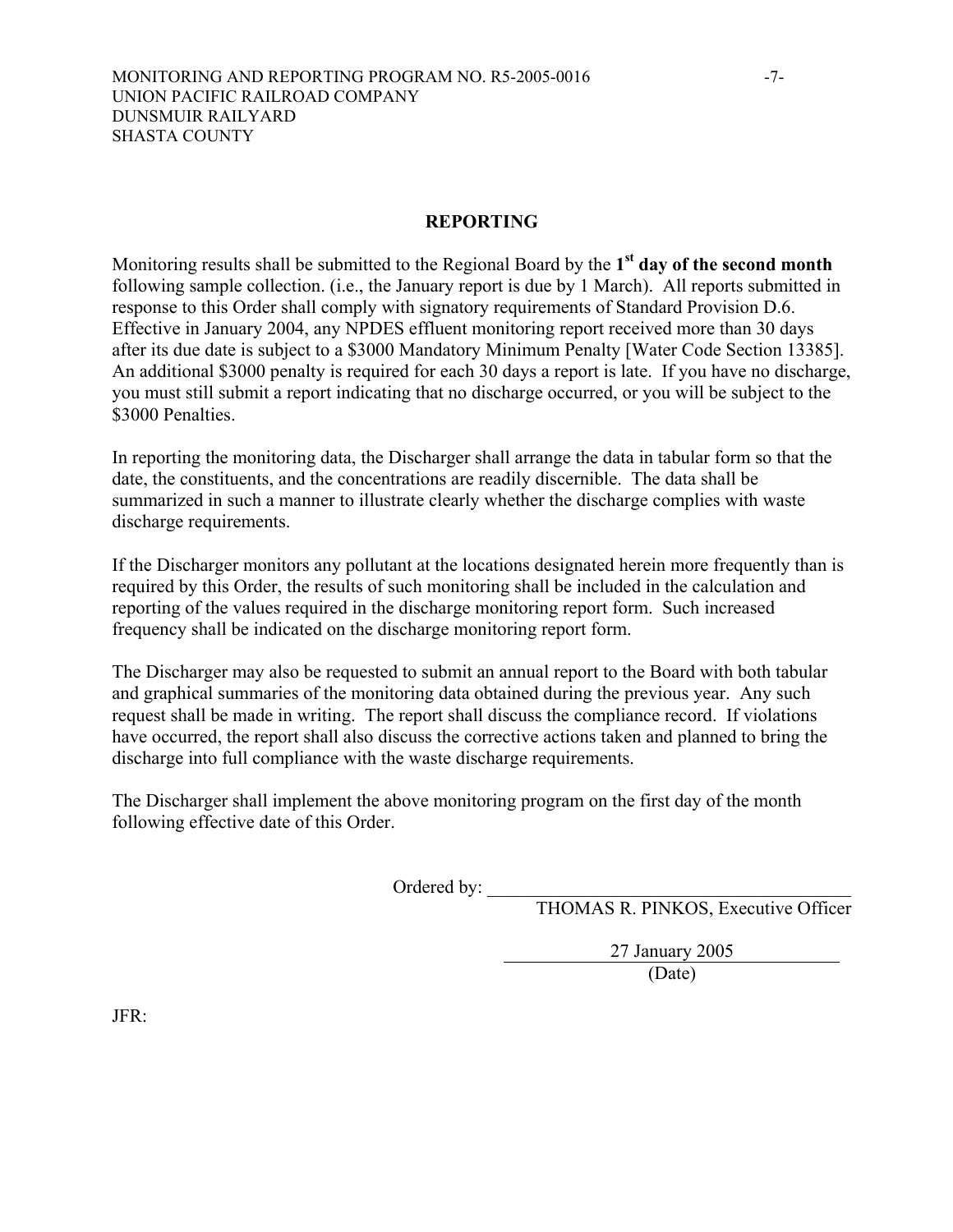## REPORTING

Monitoring results shall be submitted to the Regional Board by the **1st day of the second month** following sample collection. (i.e., the January report is due by 1 March). All reports submitted in response to this Order shall comply with signatory requirements of Standard Provision D.6. Effective in January 2004, any NPDES effluent monitoring report received more than 30 days after its due date is subject to a $3000 Mandatory Minimum Penalty [Water Code Section 13385]. An additional $3000 penalty is required for each 30 days a report is late. If you have no discharge, you must still submit a report indicating that no discharge occurred, or you will be subject to the $3000 Penalties.

In reporting the monitoring data, the Discharger shall arrange the data in tabular form so that the date, the constituents, and the concentrations are readily discernible. The data shall be summarized in such a manner to illustrate clearly whether the discharge complies with waste discharge requirements.

If the Discharger monitors any pollutant at the locations designated herein more frequently than is required by this Order, the results of such monitoring shall be included in the calculation and reporting of the values required in the discharge monitoring report form. Such increased frequency shall be indicated on the discharge monitoring report form.

The Discharger may also be requested to submit an annual report to the Board with both tabular and graphical summaries of the monitoring data obtained during the previous year. Any such request shall be made in writing. The report shall discuss the compliance record. If violations have occurred, the report shall also discuss the corrective actions taken and planned to bring the discharge into full compliance with the waste discharge requirements.

The Discharger shall implement the above monitoring program on the first day of the month following effective date of this Order.

Ordered by: ______________________________

THOMAS R. PINKOS, Executive Officer

27 January 2005

(Date)

JFR: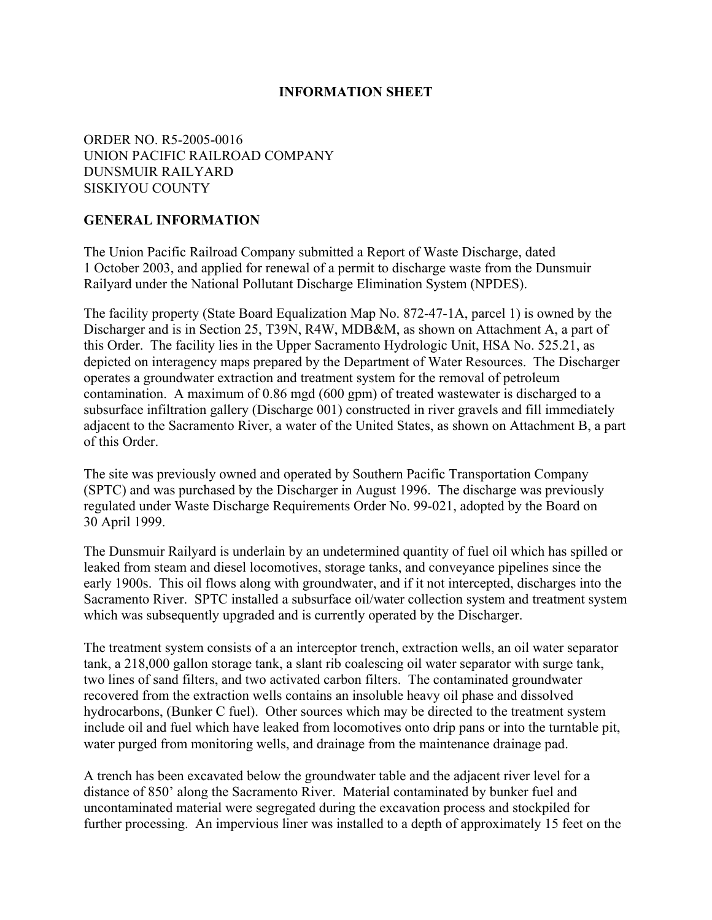**INFORMATION SHEET**

ORDER NO. R5-2005-0016
UNION PACIFIC RAILROAD COMPANY
DUNSMUIR RAILYARD
SISKIYOU COUNTY

**GENERAL INFORMATION**

The Union Pacific Railroad Company submitted a Report of Waste Discharge, dated 1 October 2003, and applied for renewal of a permit to discharge waste from the Dunsmuir Railyard under the National Pollutant Discharge Elimination System (NPDES).

The facility property (State Board Equalization Map No. 872-47-1A, parcel 1) is owned by the Discharger and is in Section 25, T39N, R4W, MDB&M, as shown on Attachment A, a part of this Order. The facility lies in the Upper Sacramento Hydrologic Unit, HSA No. 525.21, as depicted on interagency maps prepared by the Department of Water Resources. The Discharger operates a groundwater extraction and treatment system for the removal of petroleum contamination. A maximum of 0.86 mgd (600 gpm) of treated wastewater is discharged to a subsurface infiltration gallery (Discharge 001) constructed in river gravels and fill immediately adjacent to the Sacramento River, a water of the United States, as shown on Attachment B, a part of this Order.

The site was previously owned and operated by Southern Pacific Transportation Company (SPTC) and was purchased by the Discharger in August 1996. The discharge was previously regulated under Waste Discharge Requirements Order No. 99-021, adopted by the Board on 30 April 1999.

The Dunsmuir Railyard is underlain by an undetermined quantity of fuel oil which has spilled or leaked from steam and diesel locomotives, storage tanks, and conveyance pipelines since the early 1900s. This oil flows along with groundwater, and if it not intercepted, discharges into the Sacramento River. SPTC installed a subsurface oil/water collection system and treatment system which was subsequently upgraded and is currently operated by the Discharger.

The treatment system consists of a an interceptor trench, extraction wells, an oil water separator tank, a 218,000 gallon storage tank, a slant rib coalescing oil water separator with surge tank, two lines of sand filters, and two activated carbon filters. The contaminated groundwater recovered from the extraction wells contains an insoluble heavy oil phase and dissolved hydrocarbons, (Bunker C fuel). Other sources which may be directed to the treatment system include oil and fuel which have leaked from locomotives onto drip pans or into the turntable pit, water purged from monitoring wells, and drainage from the maintenance drainage pad.

A trench has been excavated below the groundwater table and the adjacent river level for a distance of 850' along the Sacramento River. Material contaminated by bunker fuel and uncontaminated material were segregated during the excavation process and stockpiled for further processing. An impervious liner was installed to a depth of approximately 15 feet on the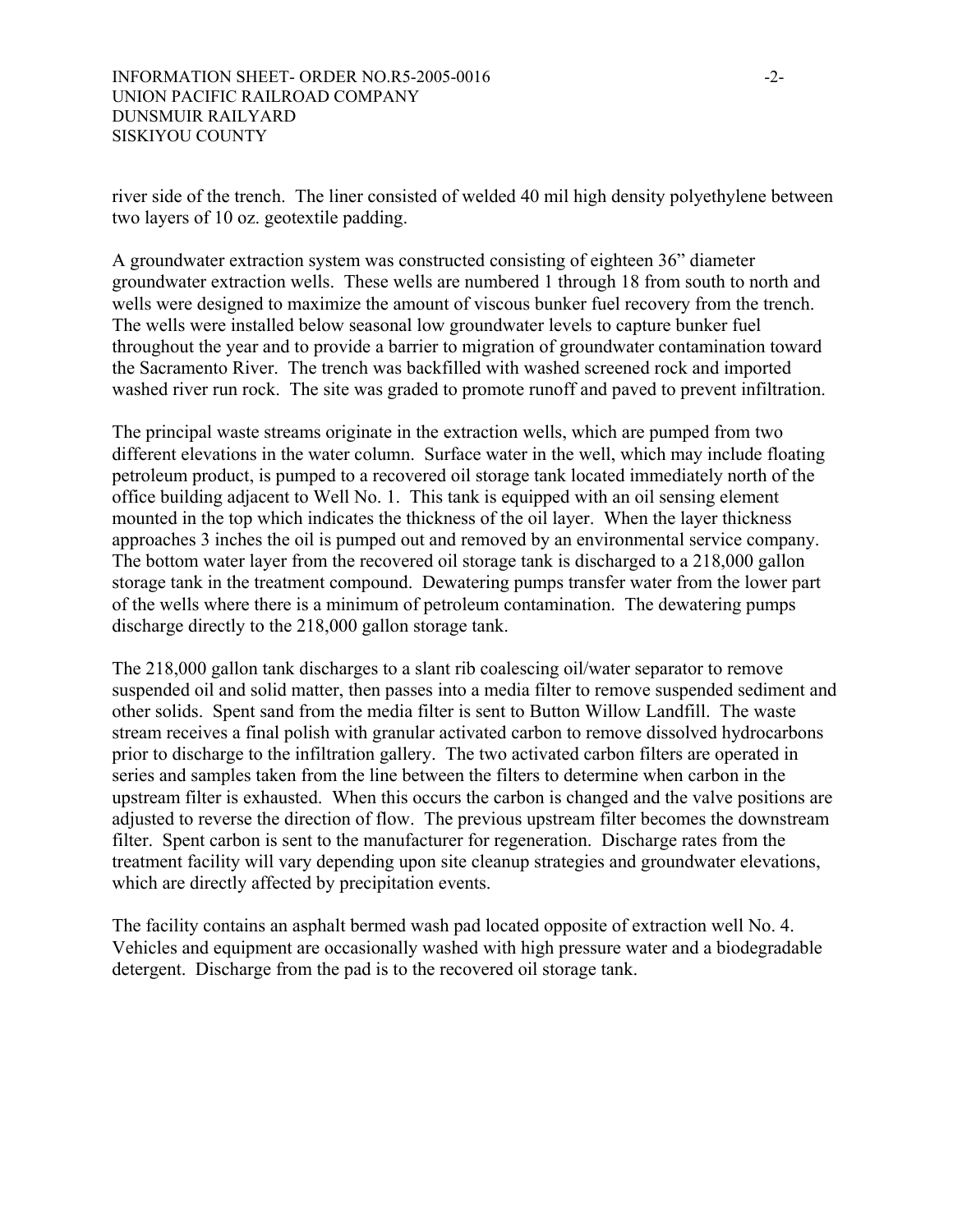river side of the trench. The liner consisted of welded 40 mil high density polyethylene between two layers of 10 oz. geotextile padding.

A groundwater extraction system was constructed consisting of eighteen 36" diameter groundwater extraction wells. These wells are numbered 1 through 18 from south to north and wells were designed to maximize the amount of viscous bunker fuel recovery from the trench. The wells were installed below seasonal low groundwater levels to capture bunker fuel throughout the year and to provide a barrier to migration of groundwater contamination toward the Sacramento River. The trench was backfilled with washed screened rock and imported washed river run rock. The site was graded to promote runoff and paved to prevent infiltration.

The principal waste streams originate in the extraction wells, which are pumped from two different elevations in the water column. Surface water in the well, which may include floating petroleum product, is pumped to a recovered oil storage tank located immediately north of the office building adjacent to Well No. 1. This tank is equipped with an oil sensing element mounted in the top which indicates the thickness of the oil layer. When the layer thickness approaches 3 inches the oil is pumped out and removed by an environmental service company. The bottom water layer from the recovered oil storage tank is discharged to a 218,000 gallon storage tank in the treatment compound. Dewatering pumps transfer water from the lower part of the wells where there is a minimum of petroleum contamination. The dewatering pumps discharge directly to the 218,000 gallon storage tank.

The 218,000 gallon tank discharges to a slant rib coalescing oil/water separator to remove suspended oil and solid matter, then passes into a media filter to remove suspended sediment and other solids. Spent sand from the media filter is sent to Button Willow Landfill. The waste stream receives a final polish with granular activated carbon to remove dissolved hydrocarbons prior to discharge to the infiltration gallery. The two activated carbon filters are operated in series and samples taken from the line between the filters to determine when carbon in the upstream filter is exhausted. When this occurs the carbon is changed and the valve positions are adjusted to reverse the direction of flow. The previous upstream filter becomes the downstream filter. Spent carbon is sent to the manufacturer for regeneration. Discharge rates from the treatment facility will vary depending upon site cleanup strategies and groundwater elevations, which are directly affected by precipitation events.

The facility contains an asphalt bermed wash pad located opposite of extraction well No. 4. Vehicles and equipment are occasionally washed with high pressure water and a biodegradable detergent. Discharge from the pad is to the recovered oil storage tank.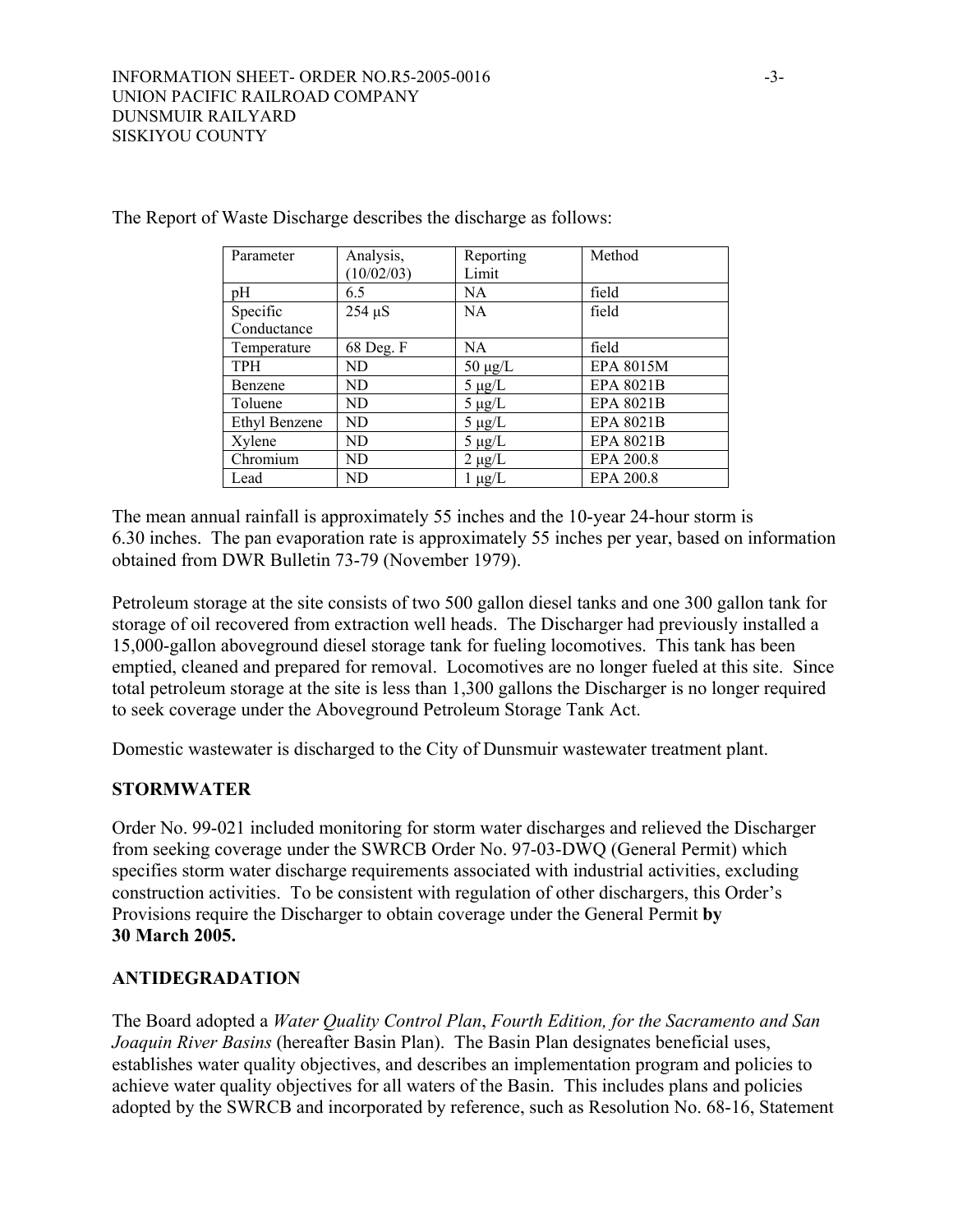The Report of Waste Discharge describes the discharge as follows:

| Parameter | Analysis, (10/02/03) | Reporting Limit | Method |
|---|---|---|---|
| pH | 6.5 | NA | field |
| Specific Conductance | 254 µS | NA | field |
| Temperature | 68 Deg. F | NA | field |
| TPH | ND | 50 µg/L | EPA 8015M |
| Benzene | ND | 5 µg/L | EPA 8021B |
| Toluene | ND | 5 µg/L | EPA 8021B |
| Ethyl Benzene | ND | 5 µg/L | EPA 8021B |
| Xylene | ND | 5 µg/L | EPA 8021B |
| Chromium | ND | 2 µg/L | EPA 200.8 |
| Lead | ND | 1 µg/L | EPA 200.8 |

The mean annual rainfall is approximately 55 inches and the 10-year 24-hour storm is 6.30 inches. The pan evaporation rate is approximately 55 inches per year, based on information obtained from DWR Bulletin 73-79 (November 1979).

Petroleum storage at the site consists of two 500 gallon diesel tanks and one 300 gallon tank for storage of oil recovered from extraction well heads. The Discharger had previously installed a 15,000-gallon aboveground diesel storage tank for fueling locomotives. This tank has been emptied, cleaned and prepared for removal. Locomotives are no longer fueled at this site. Since total petroleum storage at the site is less than 1,300 gallons the Discharger is no longer required to seek coverage under the Aboveground Petroleum Storage Tank Act.

Domestic wastewater is discharged to the City of Dunsmuir wastewater treatment plant.

## STORMWATER

Order No. 99-021 included monitoring for storm water discharges and relieved the Discharger from seeking coverage under the SWRCB Order No. 97-03-DWQ (General Permit) which specifies storm water discharge requirements associated with industrial activities, excluding construction activities. To be consistent with regulation of other dischargers, this Order's Provisions require the Discharger to obtain coverage under the General Permit **by 30 March 2005.**

## ANTIDEGRADATION

The Board adopted a *Water Quality Control Plan*, *Fourth Edition, for the Sacramento and San Joaquin River Basins* (hereafter Basin Plan). The Basin Plan designates beneficial uses, establishes water quality objectives, and describes an implementation program and policies to achieve water quality objectives for all waters of the Basin. This includes plans and policies adopted by the SWRCB and incorporated by reference, such as Resolution No. 68-16, Statement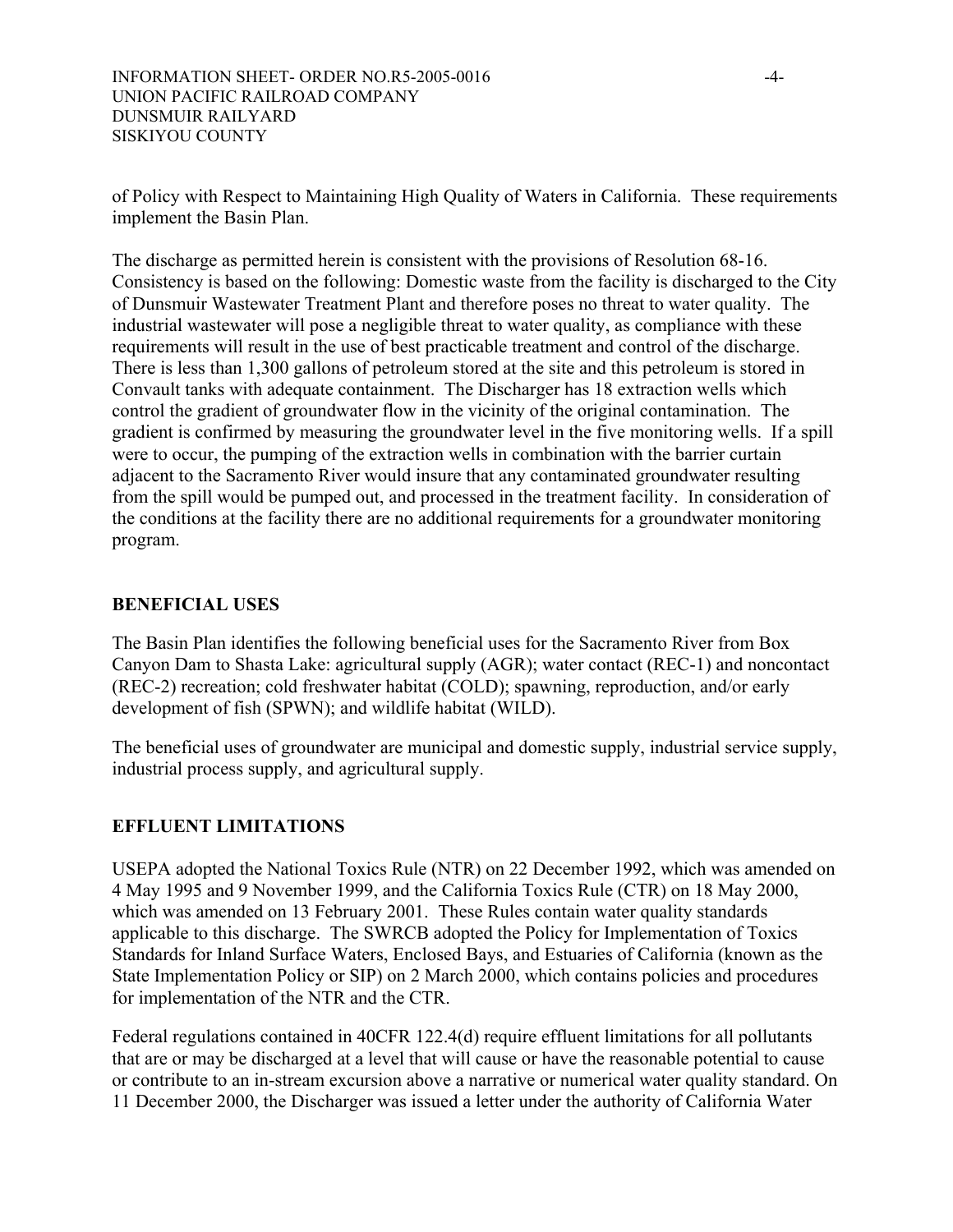of Policy with Respect to Maintaining High Quality of Waters in California. These requirements implement the Basin Plan.

The discharge as permitted herein is consistent with the provisions of Resolution 68-16. Consistency is based on the following: Domestic waste from the facility is discharged to the City of Dunsmuir Wastewater Treatment Plant and therefore poses no threat to water quality. The industrial wastewater will pose a negligible threat to water quality, as compliance with these requirements will result in the use of best practicable treatment and control of the discharge. There is less than 1,300 gallons of petroleum stored at the site and this petroleum is stored in Convault tanks with adequate containment. The Discharger has 18 extraction wells which control the gradient of groundwater flow in the vicinity of the original contamination. The gradient is confirmed by measuring the groundwater level in the five monitoring wells. If a spill were to occur, the pumping of the extraction wells in combination with the barrier curtain adjacent to the Sacramento River would insure that any contaminated groundwater resulting from the spill would be pumped out, and processed in the treatment facility. In consideration of the conditions at the facility there are no additional requirements for a groundwater monitoring program.

**BENEFICIAL USES**

The Basin Plan identifies the following beneficial uses for the Sacramento River from Box Canyon Dam to Shasta Lake: agricultural supply (AGR); water contact (REC-1) and noncontact (REC-2) recreation; cold freshwater habitat (COLD); spawning, reproduction, and/or early development of fish (SPWN); and wildlife habitat (WILD).

The beneficial uses of groundwater are municipal and domestic supply, industrial service supply, industrial process supply, and agricultural supply.

**EFFLUENT LIMITATIONS**

USEPA adopted the National Toxics Rule (NTR) on 22 December 1992, which was amended on 4 May 1995 and 9 November 1999, and the California Toxics Rule (CTR) on 18 May 2000, which was amended on 13 February 2001. These Rules contain water quality standards applicable to this discharge. The SWRCB adopted the Policy for Implementation of Toxics Standards for Inland Surface Waters, Enclosed Bays, and Estuaries of California (known as the State Implementation Policy or SIP) on 2 March 2000, which contains policies and procedures for implementation of the NTR and the CTR.

Federal regulations contained in 40CFR 122.4(d) require effluent limitations for all pollutants that are or may be discharged at a level that will cause or have the reasonable potential to cause or contribute to an in-stream excursion above a narrative or numerical water quality standard. On 11 December 2000, the Discharger was issued a letter under the authority of California Water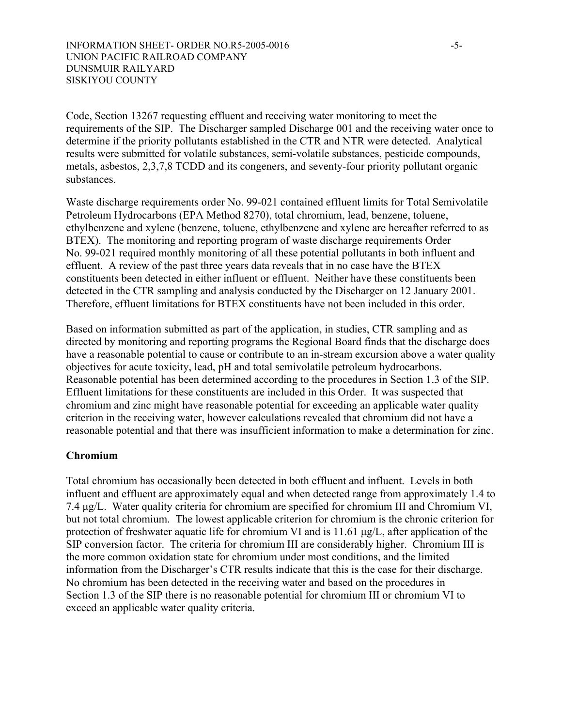Code, Section 13267 requesting effluent and receiving water monitoring to meet the requirements of the SIP. The Discharger sampled Discharge 001 and the receiving water once to determine if the priority pollutants established in the CTR and NTR were detected. Analytical results were submitted for volatile substances, semi-volatile substances, pesticide compounds, metals, asbestos, 2,3,7,8 TCDD and its congeners, and seventy-four priority pollutant organic substances.

Waste discharge requirements order No. 99-021 contained effluent limits for Total Semivolatile Petroleum Hydrocarbons (EPA Method 8270), total chromium, lead, benzene, toluene, ethylbenzene and xylene (benzene, toluene, ethylbenzene and xylene are hereafter referred to as BTEX). The monitoring and reporting program of waste discharge requirements Order No. 99-021 required monthly monitoring of all these potential pollutants in both influent and effluent. A review of the past three years data reveals that in no case have the BTEX constituents been detected in either influent or effluent. Neither have these constituents been detected in the CTR sampling and analysis conducted by the Discharger on 12 January 2001. Therefore, effluent limitations for BTEX constituents have not been included in this order.

Based on information submitted as part of the application, in studies, CTR sampling and as directed by monitoring and reporting programs the Regional Board finds that the discharge does have a reasonable potential to cause or contribute to an in-stream excursion above a water quality objectives for acute toxicity, lead, pH and total semivolatile petroleum hydrocarbons. Reasonable potential has been determined according to the procedures in Section 1.3 of the SIP. Effluent limitations for these constituents are included in this Order. It was suspected that chromium and zinc might have reasonable potential for exceeding an applicable water quality criterion in the receiving water, however calculations revealed that chromium did not have a reasonable potential and that there was insufficient information to make a determination for zinc.

**Chromium**

Total chromium has occasionally been detected in both effluent and influent. Levels in both influent and effluent are approximately equal and when detected range from approximately 1.4 to 7.4 µg/L. Water quality criteria for chromium are specified for chromium III and Chromium VI, but not total chromium. The lowest applicable criterion for chromium is the chronic criterion for protection of freshwater aquatic life for chromium VI and is 11.61 µg/L, after application of the SIP conversion factor. The criteria for chromium III are considerably higher. Chromium III is the more common oxidation state for chromium under most conditions, and the limited information from the Discharger's CTR results indicate that this is the case for their discharge. No chromium has been detected in the receiving water and based on the procedures in Section 1.3 of the SIP there is no reasonable potential for chromium III or chromium VI to exceed an applicable water quality criteria.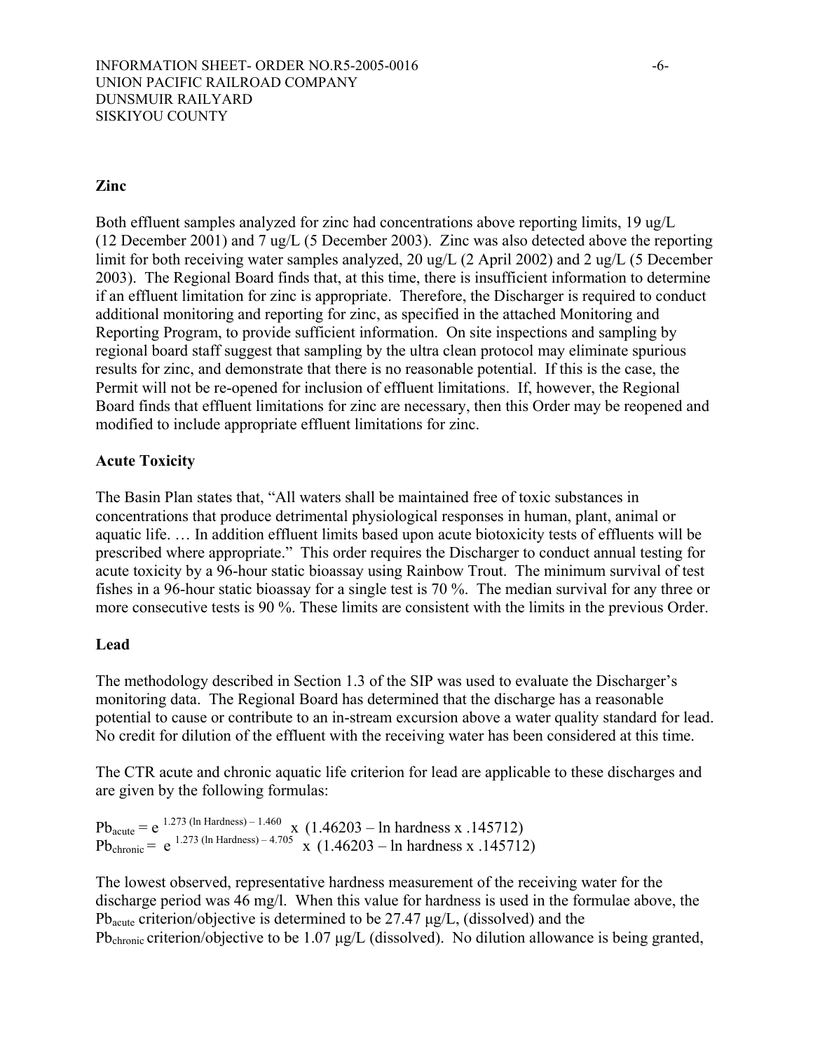**Zinc**

Both effluent samples analyzed for zinc had concentrations above reporting limits, 19 ug/L (12 December 2001) and 7 ug/L (5 December 2003). Zinc was also detected above the reporting limit for both receiving water samples analyzed, 20 ug/L (2 April 2002) and 2 ug/L (5 December 2003). The Regional Board finds that, at this time, there is insufficient information to determine if an effluent limitation for zinc is appropriate. Therefore, the Discharger is required to conduct additional monitoring and reporting for zinc, as specified in the attached Monitoring and Reporting Program, to provide sufficient information. On site inspections and sampling by regional board staff suggest that sampling by the ultra clean protocol may eliminate spurious results for zinc, and demonstrate that there is no reasonable potential. If this is the case, the Permit will not be re-opened for inclusion of effluent limitations. If, however, the Regional Board finds that effluent limitations for zinc are necessary, then this Order may be reopened and modified to include appropriate effluent limitations for zinc.

**Acute Toxicity**

The Basin Plan states that, "All waters shall be maintained free of toxic substances in concentrations that produce detrimental physiological responses in human, plant, animal or aquatic life. … In addition effluent limits based upon acute biotoxicity tests of effluents will be prescribed where appropriate." This order requires the Discharger to conduct annual testing for acute toxicity by a 96-hour static bioassay using Rainbow Trout. The minimum survival of test fishes in a 96-hour static bioassay for a single test is 70 %. The median survival for any three or more consecutive tests is 90 %. These limits are consistent with the limits in the previous Order.

**Lead**

The methodology described in Section 1.3 of the SIP was used to evaluate the Discharger's monitoring data. The Regional Board has determined that the discharge has a reasonable potential to cause or contribute to an in-stream excursion above a water quality standard for lead. No credit for dilution of the effluent with the receiving water has been considered at this time.

The CTR acute and chronic aquatic life criterion for lead are applicable to these discharges and are given by the following formulas:

$$Pb_{acute} = e^{1.273 (\ln \text{Hardness}) - 1.460} \times (1.46203 - \ln \text{hardness} \times .145712)$$
$$Pb_{chronic} = e^{1.273 (\ln \text{Hardness}) - 4.705} \times (1.46203 - \ln \text{hardness} \times .145712)$$

The lowest observed, representative hardness measurement of the receiving water for the discharge period was 46 mg/l. When this value for hardness is used in the formulae above, the $Pb_{acute}$ criterion/objective is determined to be 27.47 µg/L, (dissolved) and the $Pb_{chronic}$ criterion/objective to be 1.07 µg/L (dissolved). No dilution allowance is being granted,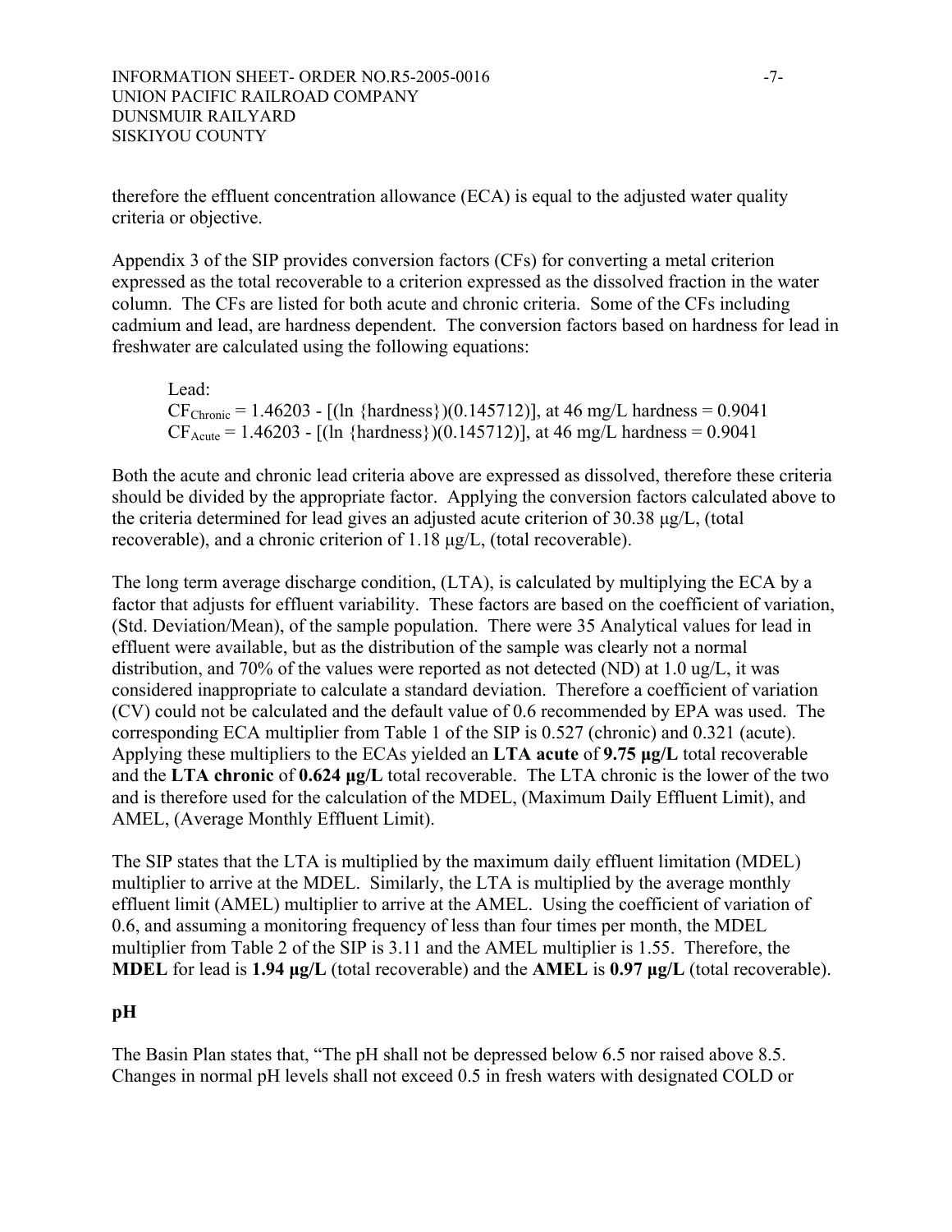therefore the effluent concentration allowance (ECA) is equal to the adjusted water quality criteria or objective.

Appendix 3 of the SIP provides conversion factors (CFs) for converting a metal criterion expressed as the total recoverable to a criterion expressed as the dissolved fraction in the water column. The CFs are listed for both acute and chronic criteria. Some of the CFs including cadmium and lead, are hardness dependent. The conversion factors based on hardness for lead in freshwater are calculated using the following equations:

> Lead:
> $CF_{Chronic} = 1.46203 - [(\ln \{hardness\})(0.145712)]$, at 46 mg/L hardness = 0.9041
> $CF_{Acute} = 1.46203 - [(\ln \{hardness\})(0.145712)]$, at 46 mg/L hardness = 0.9041

Both the acute and chronic lead criteria above are expressed as dissolved, therefore these criteria should be divided by the appropriate factor. Applying the conversion factors calculated above to the criteria determined for lead gives an adjusted acute criterion of 30.38 µg/L, (total recoverable), and a chronic criterion of 1.18 µg/L, (total recoverable).

The long term average discharge condition, (LTA), is calculated by multiplying the ECA by a factor that adjusts for effluent variability. These factors are based on the coefficient of variation, (Std. Deviation/Mean), of the sample population. There were 35 Analytical values for lead in effluent were available, but as the distribution of the sample was clearly not a normal distribution, and 70% of the values were reported as not detected (ND) at 1.0 ug/L, it was considered inappropriate to calculate a standard deviation. Therefore a coefficient of variation (CV) could not be calculated and the default value of 0.6 recommended by EPA was used. The corresponding ECA multiplier from Table 1 of the SIP is 0.527 (chronic) and 0.321 (acute). Applying these multipliers to the ECAs yielded an **LTA acute** of **9.75 µg/L** total recoverable and the **LTA chronic** of **0.624 µg/L** total recoverable. The LTA chronic is the lower of the two and is therefore used for the calculation of the MDEL, (Maximum Daily Effluent Limit), and AMEL, (Average Monthly Effluent Limit).

The SIP states that the LTA is multiplied by the maximum daily effluent limitation (MDEL) multiplier to arrive at the MDEL. Similarly, the LTA is multiplied by the average monthly effluent limit (AMEL) multiplier to arrive at the AMEL. Using the coefficient of variation of 0.6, and assuming a monitoring frequency of less than four times per month, the MDEL multiplier from Table 2 of the SIP is 3.11 and the AMEL multiplier is 1.55. Therefore, the **MDEL** for lead is **1.94 µg/L** (total recoverable) and the **AMEL** is **0.97 µg/L** (total recoverable).

**pH**

The Basin Plan states that, "The pH shall not be depressed below 6.5 nor raised above 8.5. Changes in normal pH levels shall not exceed 0.5 in fresh waters with designated COLD or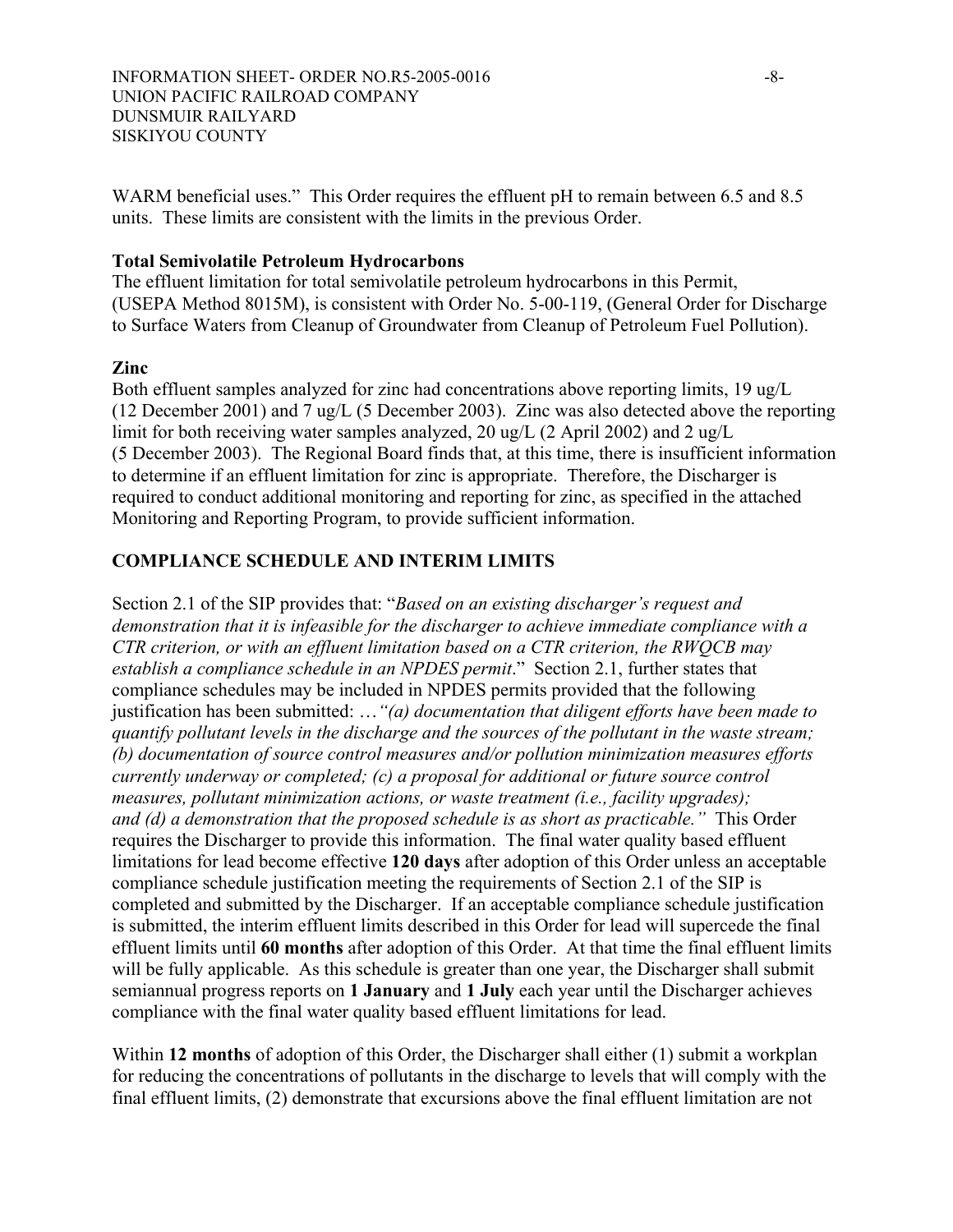WARM beneficial uses." This Order requires the effluent pH to remain between 6.5 and 8.5 units. These limits are consistent with the limits in the previous Order.

**Total Semivolatile Petroleum Hydrocarbons**

The effluent limitation for total semivolatile petroleum hydrocarbons in this Permit, (USEPA Method 8015M), is consistent with Order No. 5-00-119, (General Order for Discharge to Surface Waters from Cleanup of Groundwater from Cleanup of Petroleum Fuel Pollution).

**Zinc**

Both effluent samples analyzed for zinc had concentrations above reporting limits, 19 ug/L (12 December 2001) and 7 ug/L (5 December 2003). Zinc was also detected above the reporting limit for both receiving water samples analyzed, 20 ug/L (2 April 2002) and 2 ug/L (5 December 2003). The Regional Board finds that, at this time, there is insufficient information to determine if an effluent limitation for zinc is appropriate. Therefore, the Discharger is required to conduct additional monitoring and reporting for zinc, as specified in the attached Monitoring and Reporting Program, to provide sufficient information.

## COMPLIANCE SCHEDULE AND INTERIM LIMITS

Section 2.1 of the SIP provides that: "*Based on an existing discharger's request and demonstration that it is infeasible for the discharger to achieve immediate compliance with a CTR criterion, or with an effluent limitation based on a CTR criterion, the RWQCB may establish a compliance schedule in an NPDES permit*." Section 2.1, further states that compliance schedules may be included in NPDES permits provided that the following justification has been submitted: …*"(a) documentation that diligent efforts have been made to quantify pollutant levels in the discharge and the sources of the pollutant in the waste stream; (b) documentation of source control measures and/or pollution minimization measures efforts currently underway or completed; (c) a proposal for additional or future source control measures, pollutant minimization actions, or waste treatment (i.e., facility upgrades); and (d) a demonstration that the proposed schedule is as short as practicable."* This Order requires the Discharger to provide this information. The final water quality based effluent limitations for lead become effective **120 days** after adoption of this Order unless an acceptable compliance schedule justification meeting the requirements of Section 2.1 of the SIP is completed and submitted by the Discharger. If an acceptable compliance schedule justification is submitted, the interim effluent limits described in this Order for lead will supercede the final effluent limits until **60 months** after adoption of this Order. At that time the final effluent limits will be fully applicable. As this schedule is greater than one year, the Discharger shall submit semiannual progress reports on **1 January** and **1 July** each year until the Discharger achieves compliance with the final water quality based effluent limitations for lead.

Within **12 months** of adoption of this Order, the Discharger shall either (1) submit a workplan for reducing the concentrations of pollutants in the discharge to levels that will comply with the final effluent limits, (2) demonstrate that excursions above the final effluent limitation are not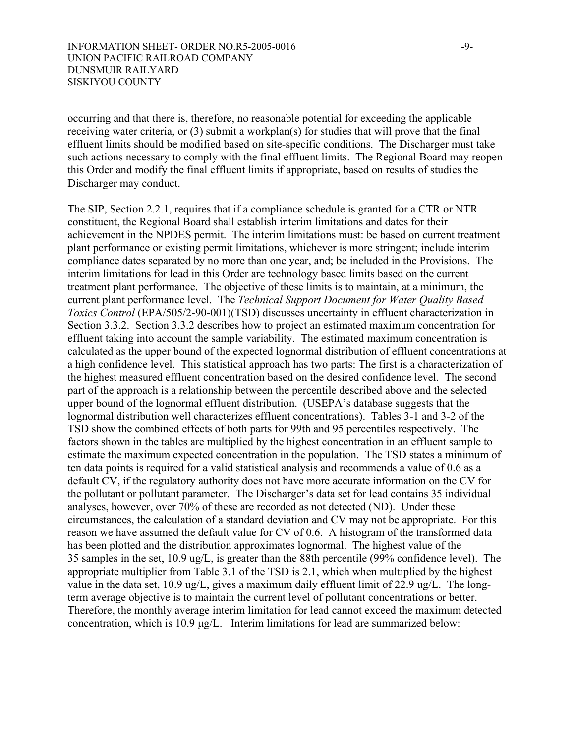occurring and that there is, therefore, no reasonable potential for exceeding the applicable receiving water criteria, or (3) submit a workplan(s) for studies that will prove that the final effluent limits should be modified based on site-specific conditions. The Discharger must take such actions necessary to comply with the final effluent limits. The Regional Board may reopen this Order and modify the final effluent limits if appropriate, based on results of studies the Discharger may conduct.

The SIP, Section 2.2.1, requires that if a compliance schedule is granted for a CTR or NTR constituent, the Regional Board shall establish interim limitations and dates for their achievement in the NPDES permit. The interim limitations must: be based on current treatment plant performance or existing permit limitations, whichever is more stringent; include interim compliance dates separated by no more than one year, and; be included in the Provisions. The interim limitations for lead in this Order are technology based limits based on the current treatment plant performance. The objective of these limits is to maintain, at a minimum, the current plant performance level. The *Technical Support Document for Water Quality Based Toxics Control* (EPA/505/2-90-001)(TSD) discusses uncertainty in effluent characterization in Section 3.3.2. Section 3.3.2 describes how to project an estimated maximum concentration for effluent taking into account the sample variability. The estimated maximum concentration is calculated as the upper bound of the expected lognormal distribution of effluent concentrations at a high confidence level. This statistical approach has two parts: The first is a characterization of the highest measured effluent concentration based on the desired confidence level. The second part of the approach is a relationship between the percentile described above and the selected upper bound of the lognormal effluent distribution. (USEPA's database suggests that the lognormal distribution well characterizes effluent concentrations). Tables 3-1 and 3-2 of the TSD show the combined effects of both parts for 99th and 95 percentiles respectively. The factors shown in the tables are multiplied by the highest concentration in an effluent sample to estimate the maximum expected concentration in the population. The TSD states a minimum of ten data points is required for a valid statistical analysis and recommends a value of 0.6 as a default CV, if the regulatory authority does not have more accurate information on the CV for the pollutant or pollutant parameter. The Discharger's data set for lead contains 35 individual analyses, however, over 70% of these are recorded as not detected (ND). Under these circumstances, the calculation of a standard deviation and CV may not be appropriate. For this reason we have assumed the default value for CV of 0.6. A histogram of the transformed data has been plotted and the distribution approximates lognormal. The highest value of the 35 samples in the set, 10.9 ug/L, is greater than the 88th percentile (99% confidence level). The appropriate multiplier from Table 3.1 of the TSD is 2.1, which when multiplied by the highest value in the data set, 10.9 ug/L, gives a maximum daily effluent limit of 22.9 ug/L. The long-term average objective is to maintain the current level of pollutant concentrations or better. Therefore, the monthly average interim limitation for lead cannot exceed the maximum detected concentration, which is 10.9 μg/L. Interim limitations for lead are summarized below: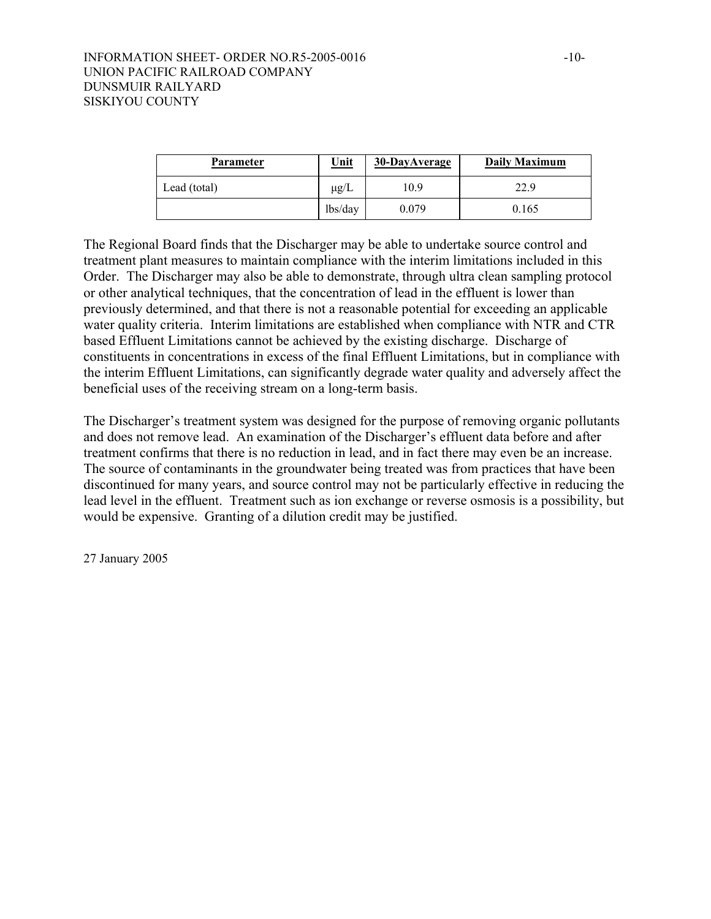| Parameter | Unit | 30-DayAverage | Daily Maximum |
|---|---|---|---|
| Lead (total) | μg/L | 10.9 | 22.9 |
| | lbs/day | 0.079 | 0.165 |

The Regional Board finds that the Discharger may be able to undertake source control and treatment plant measures to maintain compliance with the interim limitations included in this Order. The Discharger may also be able to demonstrate, through ultra clean sampling protocol or other analytical techniques, that the concentration of lead in the effluent is lower than previously determined, and that there is not a reasonable potential for exceeding an applicable water quality criteria. Interim limitations are established when compliance with NTR and CTR based Effluent Limitations cannot be achieved by the existing discharge. Discharge of constituents in concentrations in excess of the final Effluent Limitations, but in compliance with the interim Effluent Limitations, can significantly degrade water quality and adversely affect the beneficial uses of the receiving stream on a long-term basis.

The Discharger's treatment system was designed for the purpose of removing organic pollutants and does not remove lead. An examination of the Discharger's effluent data before and after treatment confirms that there is no reduction in lead, and in fact there may even be an increase. The source of contaminants in the groundwater being treated was from practices that have been discontinued for many years, and source control may not be particularly effective in reducing the lead level in the effluent. Treatment such as ion exchange or reverse osmosis is a possibility, but would be expensive. Granting of a dilution credit may be justified.

27 January 2005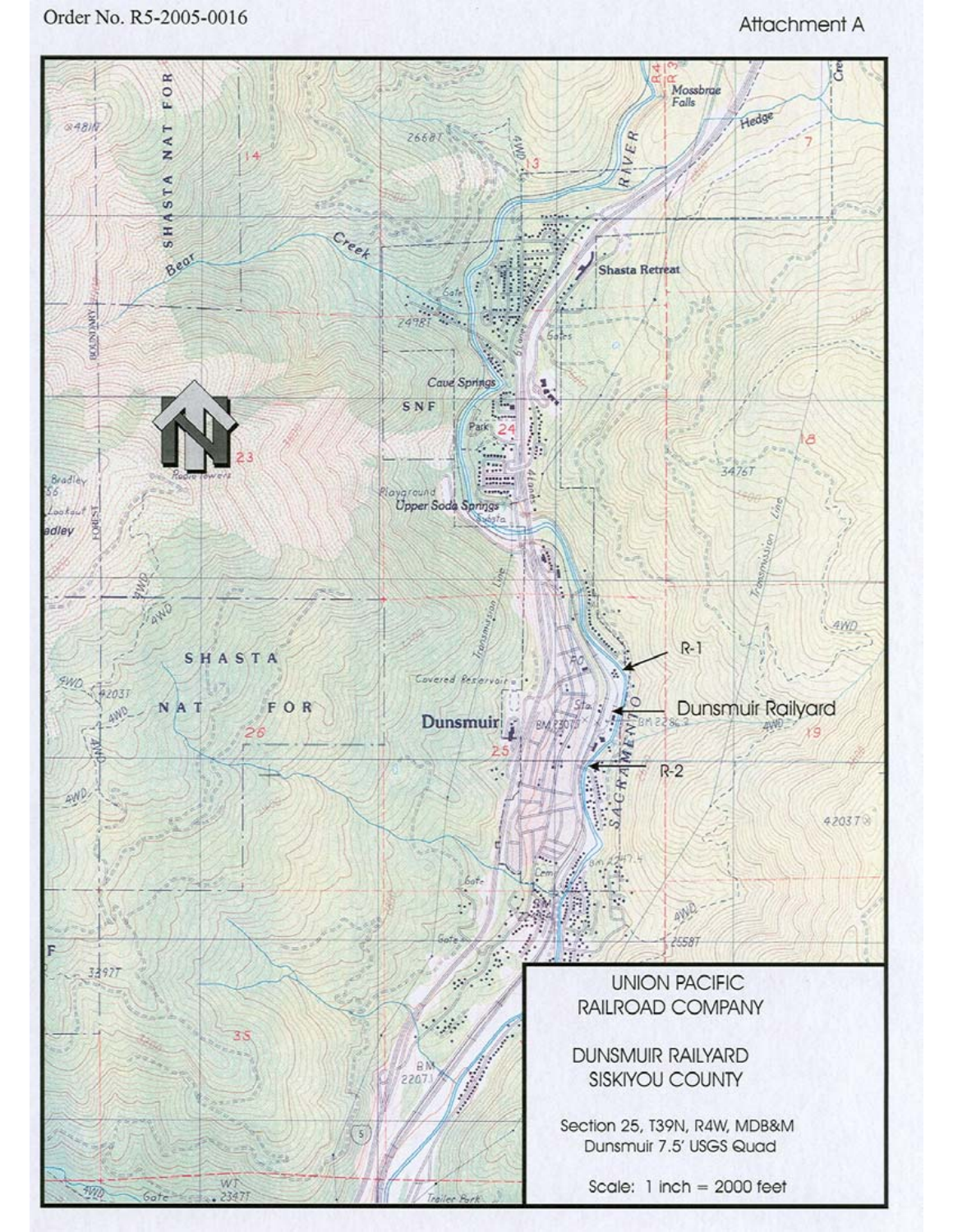Order No. R5-2005-0016

Attachment A

UNION PACIFIC RAILROAD COMPANY

DUNSMUIR RAILYARD
SISKIYOU COUNTY

Section 25, T39N, R4W, MDB&M
Dunsmuir 7.5' USGS Quad

Scale: 1 inch = 2000 feet

R-1

Dunsmuir Railyard

R-2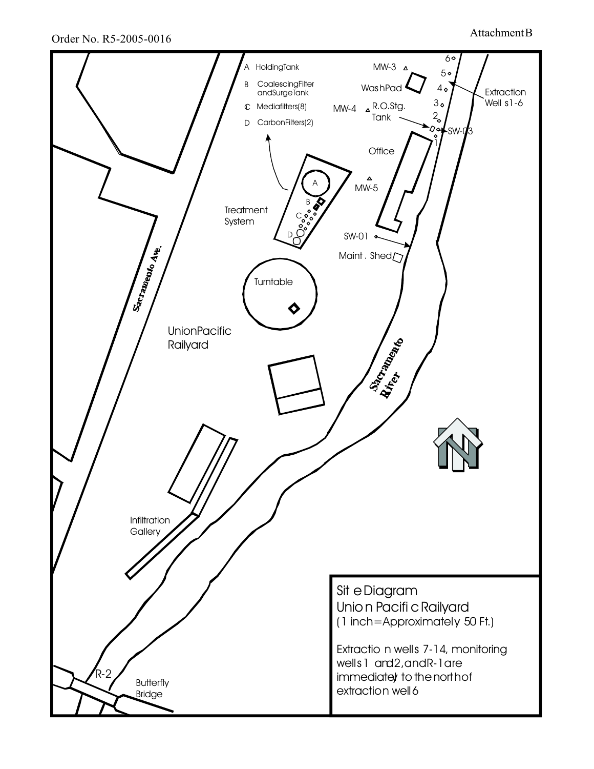Order No. R5-2005-0016

Attachment B

A HoldingTank

B CoalescingFilter andSurgeTank

C Mediafilters(8)

D CarbonFilters(2)

MW-3

Wash Pad

MW-4

R.O.Stg. Tank

Extraction Wells 1-6

SW-03

Office

MW-5

Treatment System

SW-01

Maint. Shed

Turntable

Sacramento Ave.

Union Pacific Railyard

Sacramento River

Infiltration Gallery

R-2

Butterfly Bridge

**Site Diagram**
**Union Pacific Railyard**
(1 inch=Approximately 50 Ft.)

Extraction wells 7-14, monitoring wells 1 and 2, and R-1 are immediately to the north of extraction well 6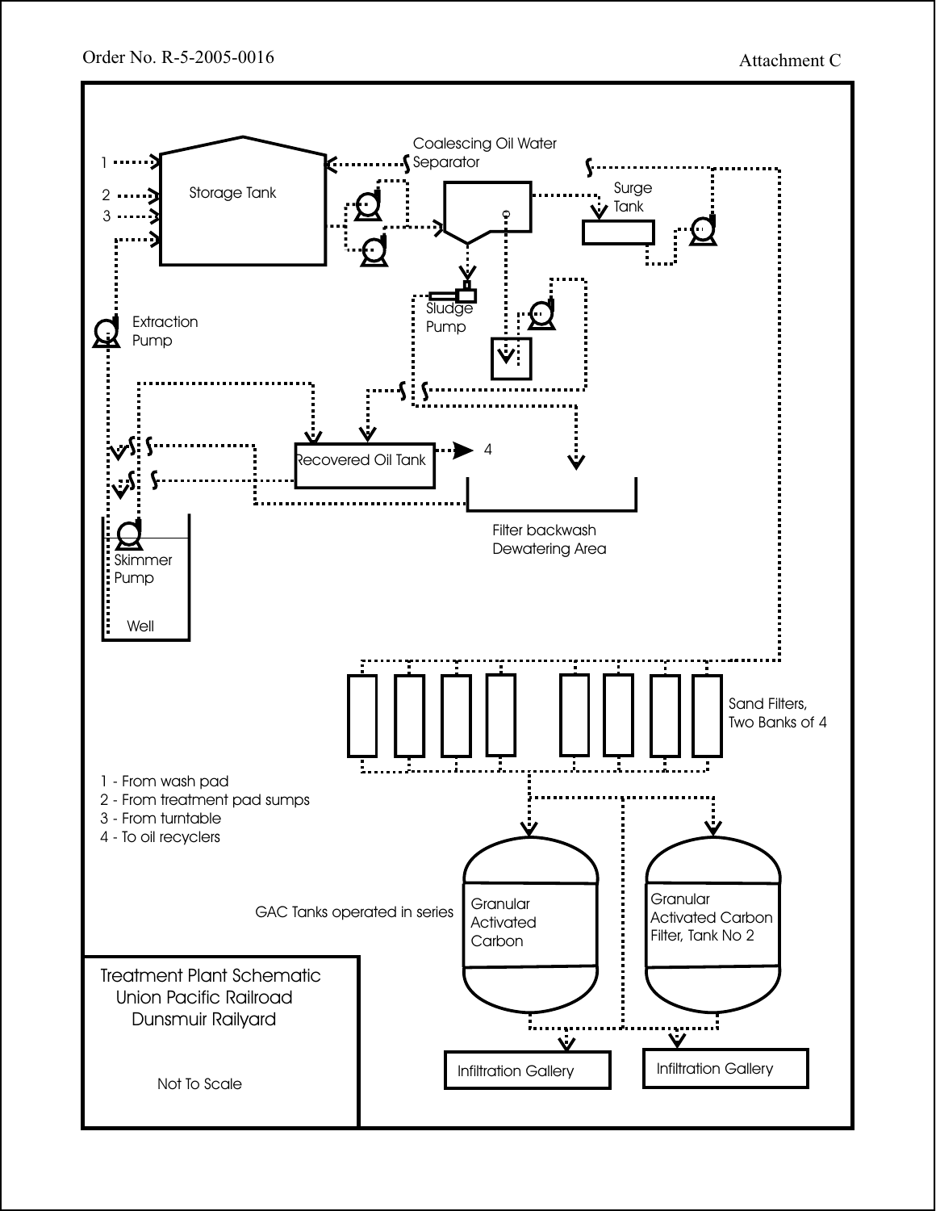Order No. R-5-2005-0016

Attachment C

Coalescing Oil Water Separator

Storage Tank

Surge Tank

Extraction Pump

Sludge Pump

Recovered Oil Tank

4

Filter backwash Dewatering Area

Skimmer Pump

Well

Sand Filters, Two Banks of 4

1 - From wash pad
2 - From treatment pad sumps
3 - From turntable
4 - To oil recyclers

GAC Tanks operated in series

Granular Activated Carbon

Granular Activated Carbon Filter, Tank No 2

Infiltration Gallery

Infiltration Gallery

Treatment Plant Schematic
Union Pacific Railroad
Dunsmuir Railyard

Not To Scale